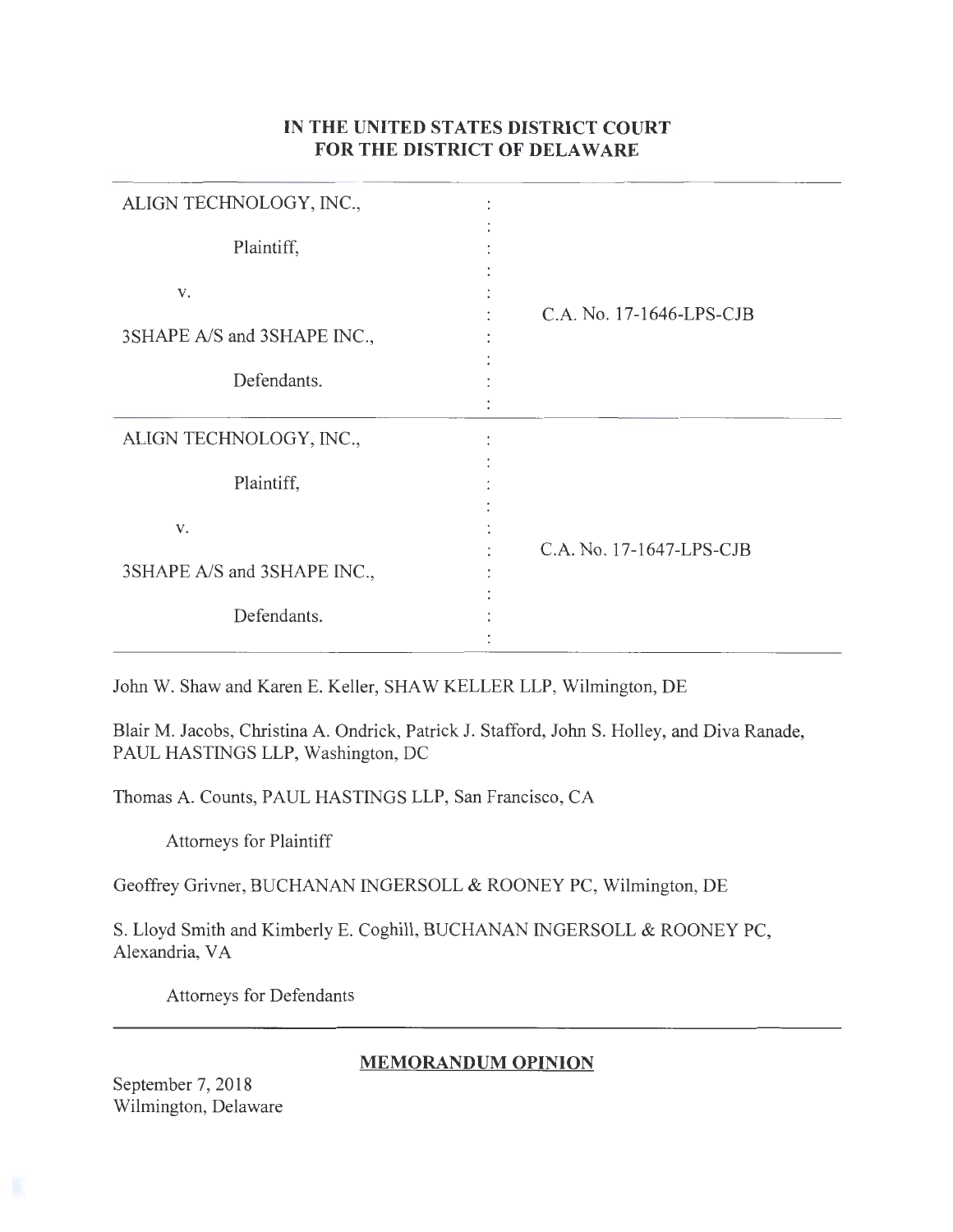**IN THE UNITED STATES DISTRICT COURT**
**FOR THE DISTRICT OF DELAWARE**

| | |
|---|---|
| ALIGN TECHNOLOGY, INC.,<br><br>Plaintiff,<br><br>v.<br><br>3SHAPE A/S and 3SHAPE INC.,<br><br>Defendants. | C.A. No. 17-1646-LPS-CJB |
| ALIGN TECHNOLOGY, INC.,<br><br>Plaintiff,<br><br>v.<br><br>3SHAPE A/S and 3SHAPE INC.,<br><br>Defendants. | C.A. No. 17-1647-LPS-CJB |

John W. Shaw and Karen E. Keller, SHAW KELLER LLP, Wilmington, DE

Blair M. Jacobs, Christina A. Ondrick, Patrick J. Stafford, John S. Holley, and Diva Ranade, PAUL HASTINGS LLP, Washington, DC

Thomas A. Counts, PAUL HASTINGS LLP, San Francisco, CA

Attorneys for Plaintiff

Geoffrey Grivner, BUCHANAN INGERSOLL & ROONEY PC, Wilmington, DE

S. Lloyd Smith and Kimberly E. Coghill, BUCHANAN INGERSOLL & ROONEY PC, Alexandria, VA

Attorneys for Defendants

---

**MEMORANDUM OPINION**

September 7, 2018
Wilmington, Delaware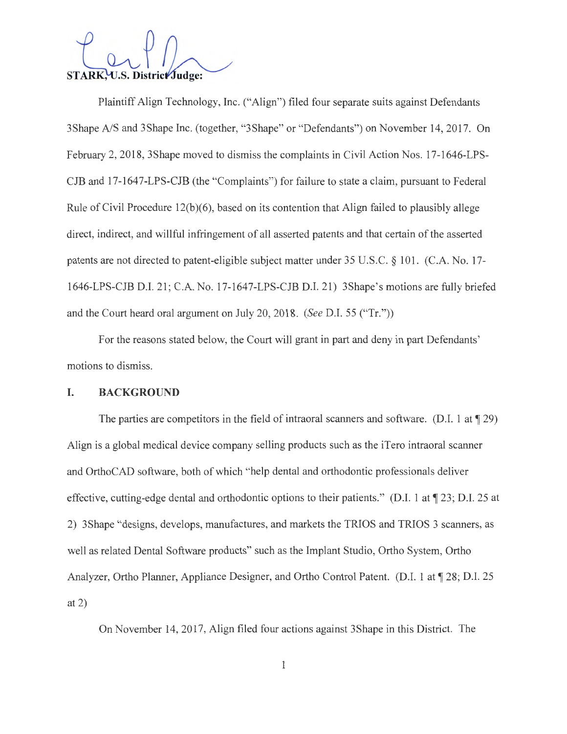**STARK, U.S. District Judge:**

Plaintiff Align Technology, Inc. ("Align") filed four separate suits against Defendants 3Shape A/S and 3Shape Inc. (together, "3Shape" or "Defendants") on November 14, 2017. On February 2, 2018, 3Shape moved to dismiss the complaints in Civil Action Nos. 17-1646-LPS-CJB and 17-1647-LPS-CJB (the "Complaints") for failure to state a claim, pursuant to Federal Rule of Civil Procedure 12(b)(6), based on its contention that Align failed to plausibly allege direct, indirect, and willful infringement of all asserted patents and that certain of the asserted patents are not directed to patent-eligible subject matter under 35 U.S.C. § 101. (C.A. No. 17-1646-LPS-CJB D.I. 21; C.A. No. 17-1647-LPS-CJB D.I. 21) 3Shape's motions are fully briefed and the Court heard oral argument on July 20, 2018. (*See* D.I. 55 ("Tr."))

For the reasons stated below, the Court will grant in part and deny in part Defendants' motions to dismiss.

## I. BACKGROUND

The parties are competitors in the field of intraoral scanners and software. (D.I. 1 at ¶ 29) Align is a global medical device company selling products such as the iTero intraoral scanner and OrthoCAD software, both of which "help dental and orthodontic professionals deliver effective, cutting-edge dental and orthodontic options to their patients." (D.I. 1 at ¶ 23; D.I. 25 at 2) 3Shape "designs, develops, manufactures, and markets the TRIOS and TRIOS 3 scanners, as well as related Dental Software products" such as the Implant Studio, Ortho System, Ortho Analyzer, Ortho Planner, Appliance Designer, and Ortho Control Patent. (D.I. 1 at ¶ 28; D.I. 25 at 2)

On November 14, 2017, Align filed four actions against 3Shape in this District. The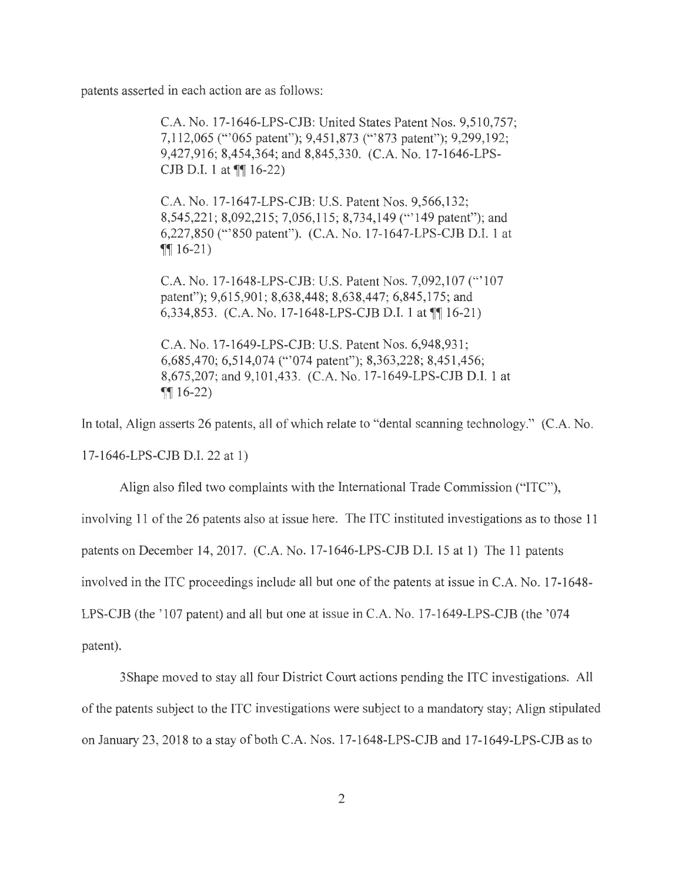patents asserted in each action are as follows:

> C.A. No. 17-1646-LPS-CJB: United States Patent Nos. 9,510,757; 7,112,065 ("'065 patent"); 9,451,873 ("'873 patent"); 9,299,192; 9,427,916; 8,454,364; and 8,845,330. (C.A. No. 17-1646-LPS-CJB D.I. 1 at ¶¶ 16-22)
>
> C.A. No. 17-1647-LPS-CJB: U.S. Patent Nos. 9,566,132; 8,545,221; 8,092,215; 7,056,115; 8,734,149 ("'149 patent"); and 6,227,850 ("'850 patent"). (C.A. No. 17-1647-LPS-CJB D.I. 1 at ¶¶ 16-21)
>
> C.A. No. 17-1648-LPS-CJB: U.S. Patent Nos. 7,092,107 ("'107 patent"); 9,615,901; 8,638,448; 8,638,447; 6,845,175; and 6,334,853. (C.A. No. 17-1648-LPS-CJB D.I. 1 at ¶¶ 16-21)
>
> C.A. No. 17-1649-LPS-CJB: U.S. Patent Nos. 6,948,931; 6,685,470; 6,514,074 ("'074 patent"); 8,363,228; 8,451,456; 8,675,207; and 9,101,433. (C.A. No. 17-1649-LPS-CJB D.I. 1 at ¶¶ 16-22)

In total, Align asserts 26 patents, all of which relate to "dental scanning technology." (C.A. No. 17-1646-LPS-CJB D.I. 22 at 1)

Align also filed two complaints with the International Trade Commission ("ITC"), involving 11 of the 26 patents also at issue here. The ITC instituted investigations as to those 11 patents on December 14, 2017. (C.A. No. 17-1646-LPS-CJB D.I. 15 at 1) The 11 patents involved in the ITC proceedings include all but one of the patents at issue in C.A. No. 17-1648-LPS-CJB (the '107 patent) and all but one at issue in C.A. No. 17-1649-LPS-CJB (the '074 patent).

3Shape moved to stay all four District Court actions pending the ITC investigations. All of the patents subject to the ITC investigations were subject to a mandatory stay; Align stipulated on January 23, 2018 to a stay of both C.A. Nos. 17-1648-LPS-CJB and 17-1649-LPS-CJB as to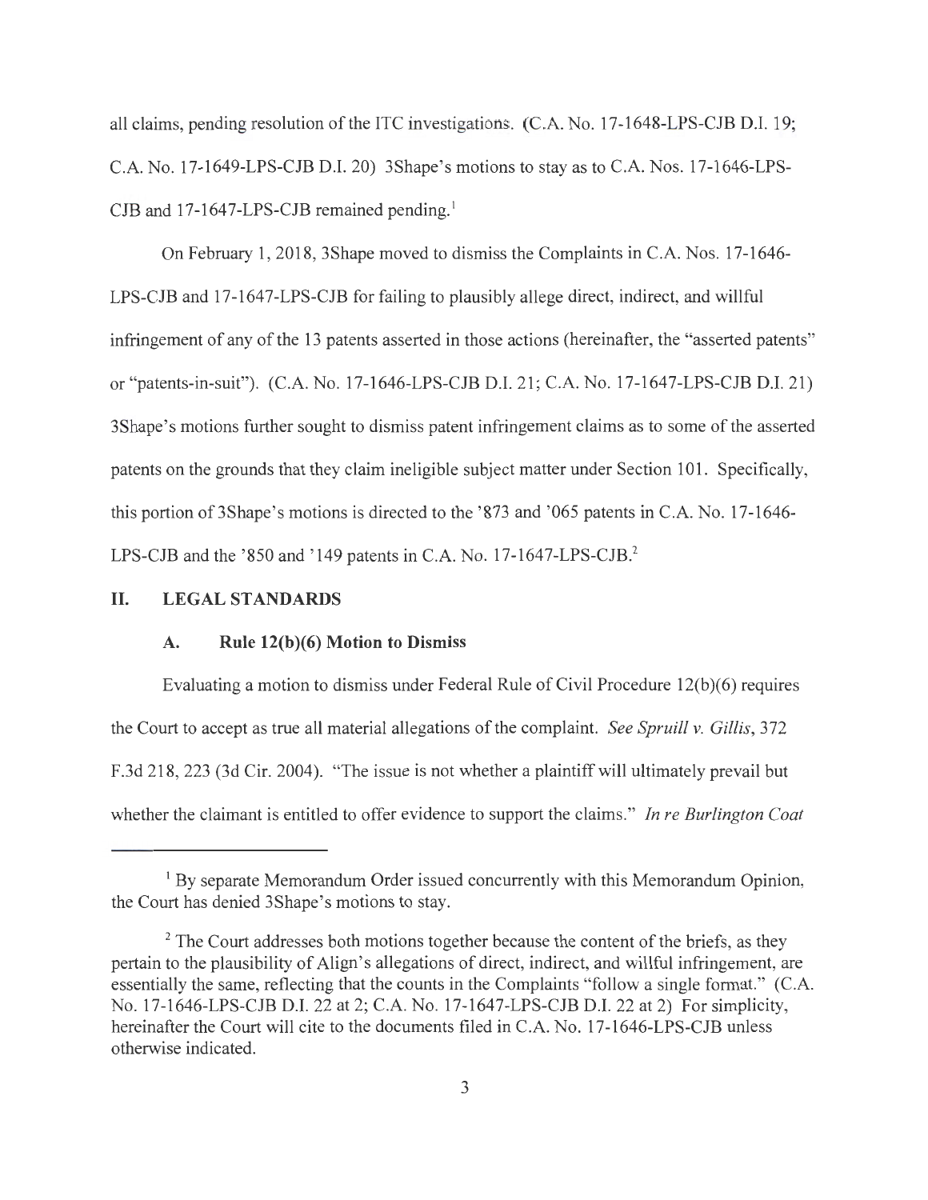all claims, pending resolution of the ITC investigations. (C.A. No. 17-1648-LPS-CJB D.I. 19; C.A. No. 17-1649-LPS-CJB D.I. 20) 3Shape's motions to stay as to C.A. Nos. 17-1646-LPS-CJB and 17-1647-LPS-CJB remained pending.[1]

On February 1, 2018, 3Shape moved to dismiss the Complaints in C.A. Nos. 17-1646-LPS-CJB and 17-1647-LPS-CJB for failing to plausibly allege direct, indirect, and willful infringement of any of the 13 patents asserted in those actions (hereinafter, the "asserted patents" or "patents-in-suit"). (C.A. No. 17-1646-LPS-CJB D.I. 21; C.A. No. 17-1647-LPS-CJB D.I. 21) 3Shape's motions further sought to dismiss patent infringement claims as to some of the asserted patents on the grounds that they claim ineligible subject matter under Section 101. Specifically, this portion of 3Shape's motions is directed to the '873 and '065 patents in C.A. No. 17-1646-LPS-CJB and the '850 and '149 patents in C.A. No. 17-1647-LPS-CJB.[2]

## II. LEGAL STANDARDS

### A. Rule 12(b)(6) Motion to Dismiss

Evaluating a motion to dismiss under Federal Rule of Civil Procedure 12(b)(6) requires the Court to accept as true all material allegations of the complaint. *See Spruill v. Gillis*, 372 F.3d 218, 223 (3d Cir. 2004). "The issue is not whether a plaintiff will ultimately prevail but whether the claimant is entitled to offer evidence to support the claims." *In re Burlington Coat*

---

[1] By separate Memorandum Order issued concurrently with this Memorandum Opinion, the Court has denied 3Shape's motions to stay.

[2] The Court addresses both motions together because the content of the briefs, as they pertain to the plausibility of Align's allegations of direct, indirect, and willful infringement, are essentially the same, reflecting that the counts in the Complaints "follow a single format." (C.A. No. 17-1646-LPS-CJB D.I. 22 at 2; C.A. No. 17-1647-LPS-CJB D.I. 22 at 2) For simplicity, hereinafter the Court will cite to the documents filed in C.A. No. 17-1646-LPS-CJB unless otherwise indicated.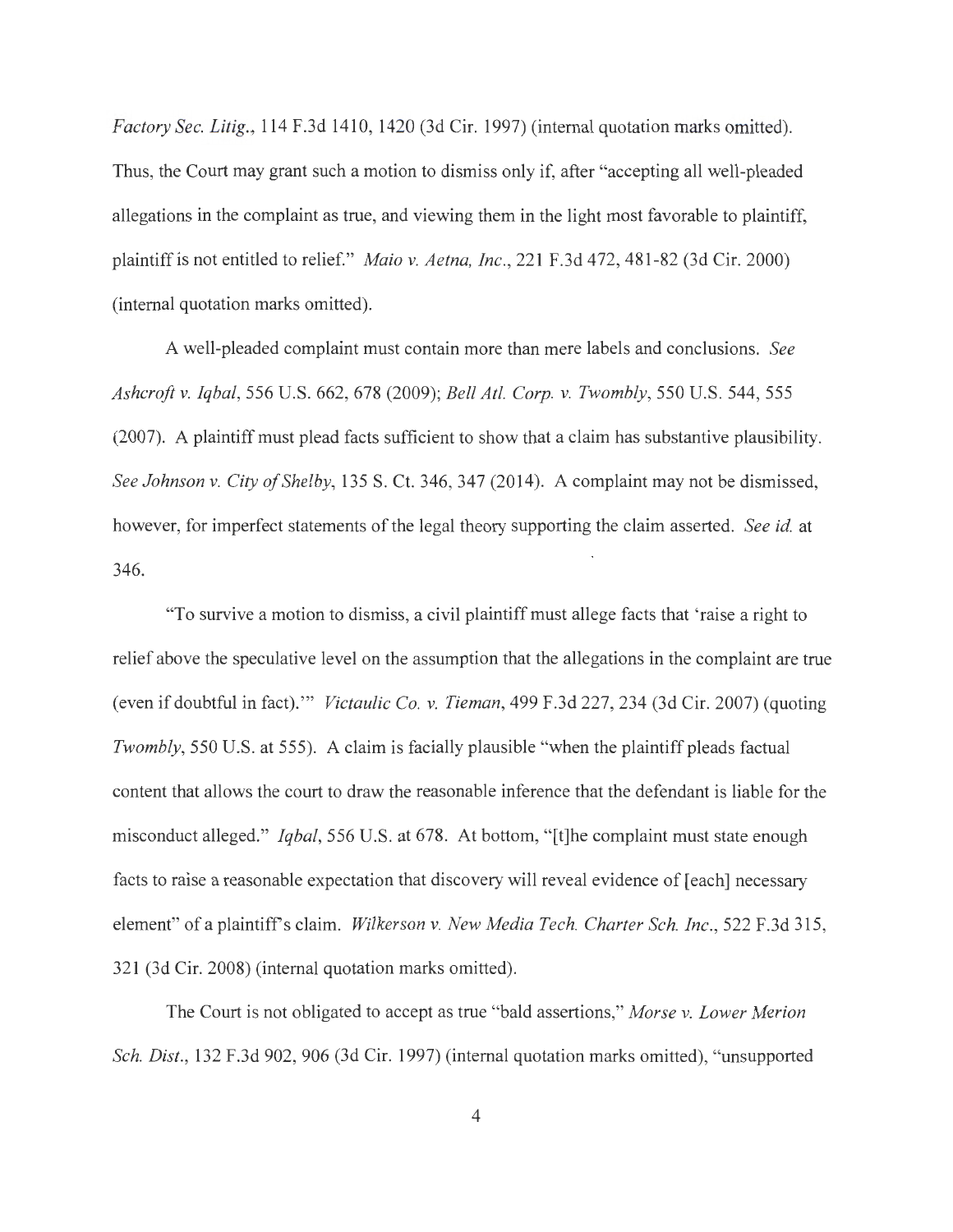*Factory Sec. Litig.*, 114 F.3d 1410, 1420 (3d Cir. 1997) (internal quotation marks omitted). Thus, the Court may grant such a motion to dismiss only if, after "accepting all well-pleaded allegations in the complaint as true, and viewing them in the light most favorable to plaintiff, plaintiff is not entitled to relief." *Maio v. Aetna, Inc.*, 221 F.3d 472, 481-82 (3d Cir. 2000) (internal quotation marks omitted).

A well-pleaded complaint must contain more than mere labels and conclusions. *See Ashcroft v. Iqbal*, 556 U.S. 662, 678 (2009); *Bell Atl. Corp. v. Twombly*, 550 U.S. 544, 555 (2007). A plaintiff must plead facts sufficient to show that a claim has substantive plausibility. *See Johnson v. City of Shelby*, 135 S. Ct. 346, 347 (2014). A complaint may not be dismissed, however, for imperfect statements of the legal theory supporting the claim asserted. *See id.* at 346.

"To survive a motion to dismiss, a civil plaintiff must allege facts that 'raise a right to relief above the speculative level on the assumption that the allegations in the complaint are true (even if doubtful in fact).'" *Victaulic Co. v. Tieman*, 499 F.3d 227, 234 (3d Cir. 2007) (quoting *Twombly*, 550 U.S. at 555). A claim is facially plausible "when the plaintiff pleads factual content that allows the court to draw the reasonable inference that the defendant is liable for the misconduct alleged." *Iqbal*, 556 U.S. at 678. At bottom, "[t]he complaint must state enough facts to raise a reasonable expectation that discovery will reveal evidence of [each] necessary element" of a plaintiff's claim. *Wilkerson v. New Media Tech. Charter Sch. Inc.*, 522 F.3d 315, 321 (3d Cir. 2008) (internal quotation marks omitted).

The Court is not obligated to accept as true "bald assertions," *Morse v. Lower Merion Sch. Dist.*, 132 F.3d 902, 906 (3d Cir. 1997) (internal quotation marks omitted), "unsupported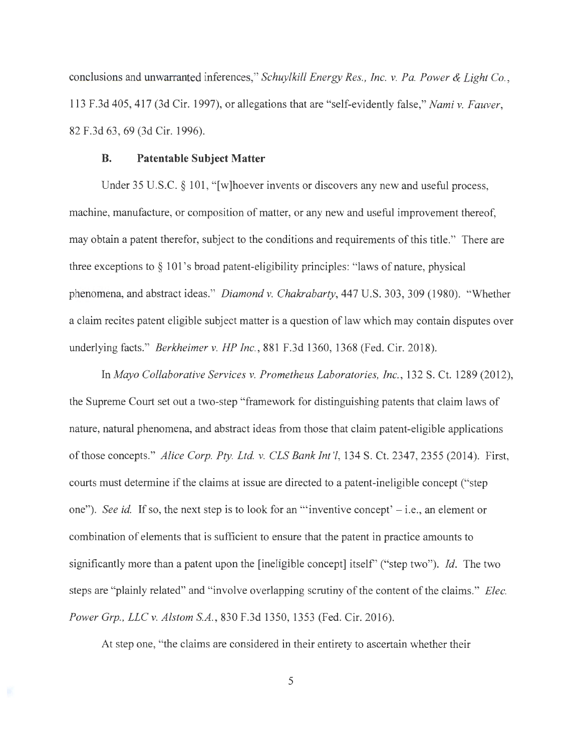conclusions and unwarranted inferences," *Schuylkill Energy Res., Inc. v. Pa. Power & Light Co.*, 113 F.3d 405, 417 (3d Cir. 1997), or allegations that are "self-evidently false," *Nami v. Fauver*, 82 F.3d 63, 69 (3d Cir. 1996).

### B. Patentable Subject Matter

Under 35 U.S.C. § 101, "[w]hoever invents or discovers any new and useful process, machine, manufacture, or composition of matter, or any new and useful improvement thereof, may obtain a patent therefor, subject to the conditions and requirements of this title." There are three exceptions to § 101's broad patent-eligibility principles: "laws of nature, physical phenomena, and abstract ideas." *Diamond v. Chakrabarty*, 447 U.S. 303, 309 (1980). "Whether a claim recites patent eligible subject matter is a question of law which may contain disputes over underlying facts." *Berkheimer v. HP Inc.*, 881 F.3d 1360, 1368 (Fed. Cir. 2018).

In *Mayo Collaborative Services v. Prometheus Laboratories, Inc.*, 132 S. Ct. 1289 (2012), the Supreme Court set out a two-step "framework for distinguishing patents that claim laws of nature, natural phenomena, and abstract ideas from those that claim patent-eligible applications of those concepts." *Alice Corp. Pty. Ltd. v. CLS Bank Int'l*, 134 S. Ct. 2347, 2355 (2014). First, courts must determine if the claims at issue are directed to a patent-ineligible concept ("step one"). *See id.* If so, the next step is to look for an "'inventive concept' – i.e., an element or combination of elements that is sufficient to ensure that the patent in practice amounts to significantly more than a patent upon the [ineligible concept] itself" ("step two"). *Id.* The two steps are "plainly related" and "involve overlapping scrutiny of the content of the claims." *Elec. Power Grp., LLC v. Alstom S.A.*, 830 F.3d 1350, 1353 (Fed. Cir. 2016).

At step one, "the claims are considered in their entirety to ascertain whether their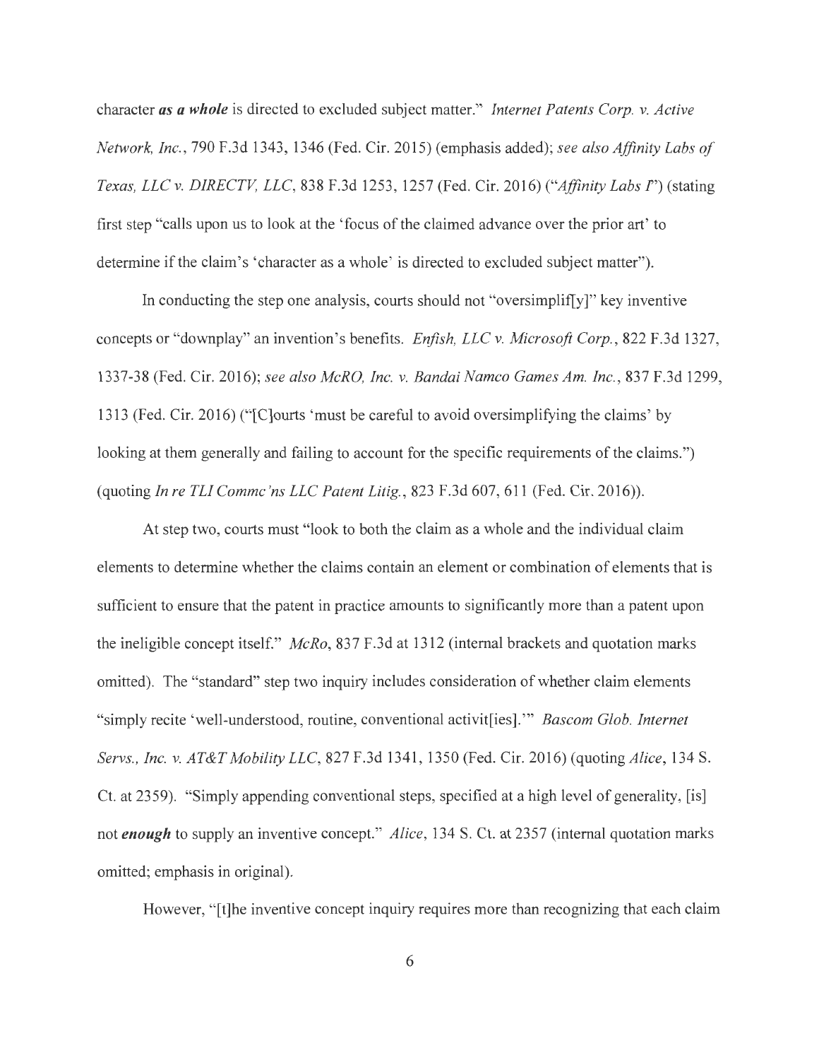character ***as a whole*** is directed to excluded subject matter." *Internet Patents Corp. v. Active Network, Inc.*, 790 F.3d 1343, 1346 (Fed. Cir. 2015) (emphasis added); *see also Affinity Labs of Texas, LLC v. DIRECTV, LLC*, 838 F.3d 1253, 1257 (Fed. Cir. 2016) ("*Affinity Labs I*") (stating first step "calls upon us to look at the 'focus of the claimed advance over the prior art' to determine if the claim's 'character as a whole' is directed to excluded subject matter").

In conducting the step one analysis, courts should not "oversimplif[y]" key inventive concepts or "downplay" an invention's benefits. *Enfish, LLC v. Microsoft Corp.*, 822 F.3d 1327, 1337-38 (Fed. Cir. 2016); *see also McRO, Inc. v. Bandai Namco Games Am. Inc.*, 837 F.3d 1299, 1313 (Fed. Cir. 2016) ("[C]ourts 'must be careful to avoid oversimplifying the claims' by looking at them generally and failing to account for the specific requirements of the claims.") (quoting *In re TLI Commc'ns LLC Patent Litig.*, 823 F.3d 607, 611 (Fed. Cir. 2016)).

At step two, courts must "look to both the claim as a whole and the individual claim elements to determine whether the claims contain an element or combination of elements that is sufficient to ensure that the patent in practice amounts to significantly more than a patent upon the ineligible concept itself." *McRo*, 837 F.3d at 1312 (internal brackets and quotation marks omitted). The "standard" step two inquiry includes consideration of whether claim elements "simply recite 'well-understood, routine, conventional activit[ies].'" *Bascom Glob. Internet Servs., Inc. v. AT&T Mobility LLC*, 827 F.3d 1341, 1350 (Fed. Cir. 2016) (quoting *Alice*, 134 S. Ct. at 2359). "Simply appending conventional steps, specified at a high level of generality, [is] not ***enough*** to supply an inventive concept." *Alice*, 134 S. Ct. at 2357 (internal quotation marks omitted; emphasis in original).

However, "[t]he inventive concept inquiry requires more than recognizing that each claim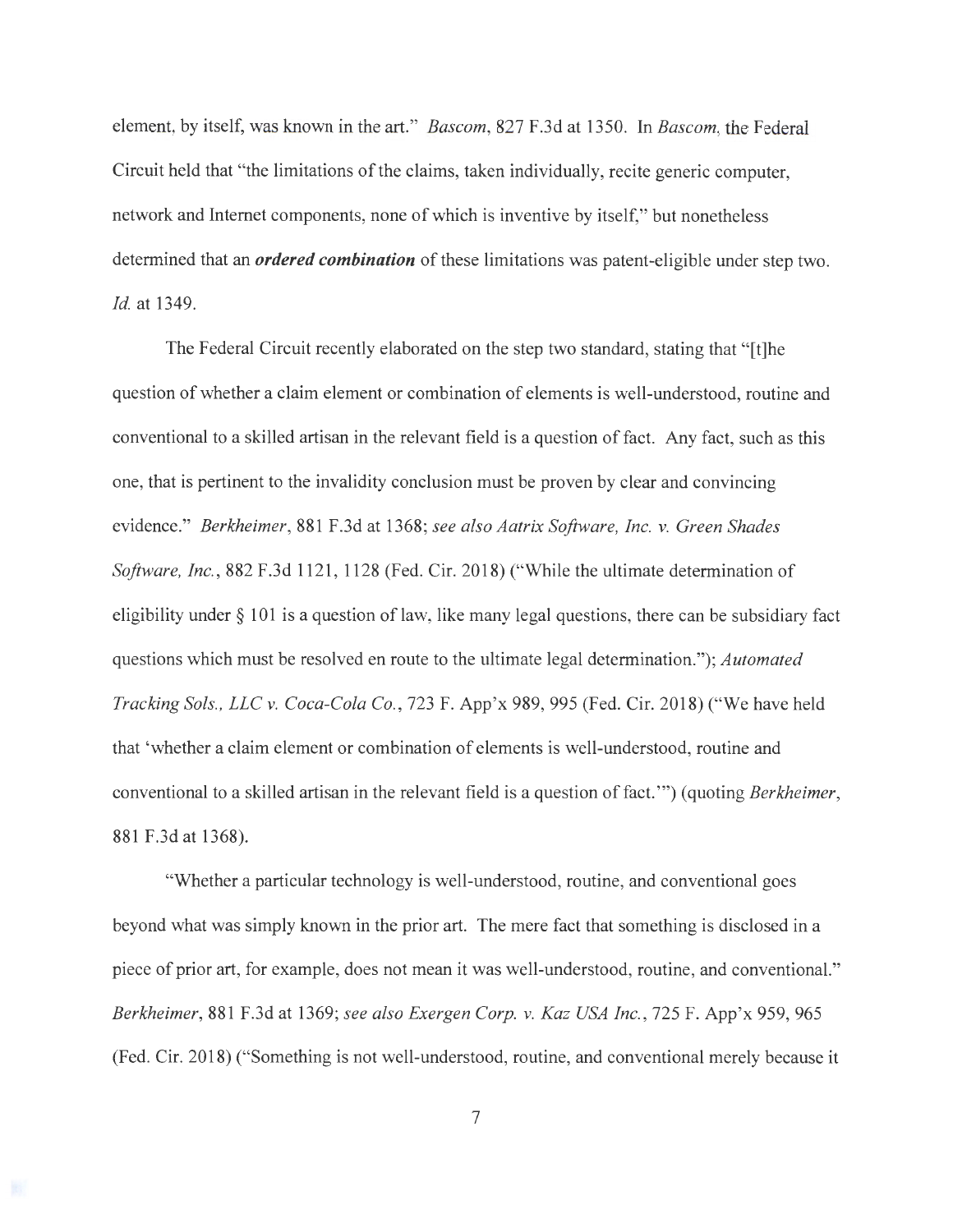element, by itself, was known in the art." *Bascom*, 827 F.3d at 1350. In *Bascom*, the Federal Circuit held that "the limitations of the claims, taken individually, recite generic computer, network and Internet components, none of which is inventive by itself," but nonetheless determined that an ***ordered combination*** of these limitations was patent-eligible under step two. *Id.* at 1349.

The Federal Circuit recently elaborated on the step two standard, stating that "[t]he question of whether a claim element or combination of elements is well-understood, routine and conventional to a skilled artisan in the relevant field is a question of fact. Any fact, such as this one, that is pertinent to the invalidity conclusion must be proven by clear and convincing evidence." *Berkheimer*, 881 F.3d at 1368; *see also Aatrix Software, Inc. v. Green Shades Software, Inc.*, 882 F.3d 1121, 1128 (Fed. Cir. 2018) ("While the ultimate determination of eligibility under § 101 is a question of law, like many legal questions, there can be subsidiary fact questions which must be resolved en route to the ultimate legal determination."); *Automated Tracking Sols., LLC v. Coca-Cola Co.*, 723 F. App'x 989, 995 (Fed. Cir. 2018) ("We have held that 'whether a claim element or combination of elements is well-understood, routine and conventional to a skilled artisan in the relevant field is a question of fact.'") (quoting *Berkheimer*, 881 F.3d at 1368).

"Whether a particular technology is well-understood, routine, and conventional goes beyond what was simply known in the prior art. The mere fact that something is disclosed in a piece of prior art, for example, does not mean it was well-understood, routine, and conventional." *Berkheimer*, 881 F.3d at 1369; *see also Exergen Corp. v. Kaz USA Inc.*, 725 F. App'x 959, 965 (Fed. Cir. 2018) ("Something is not well-understood, routine, and conventional merely because it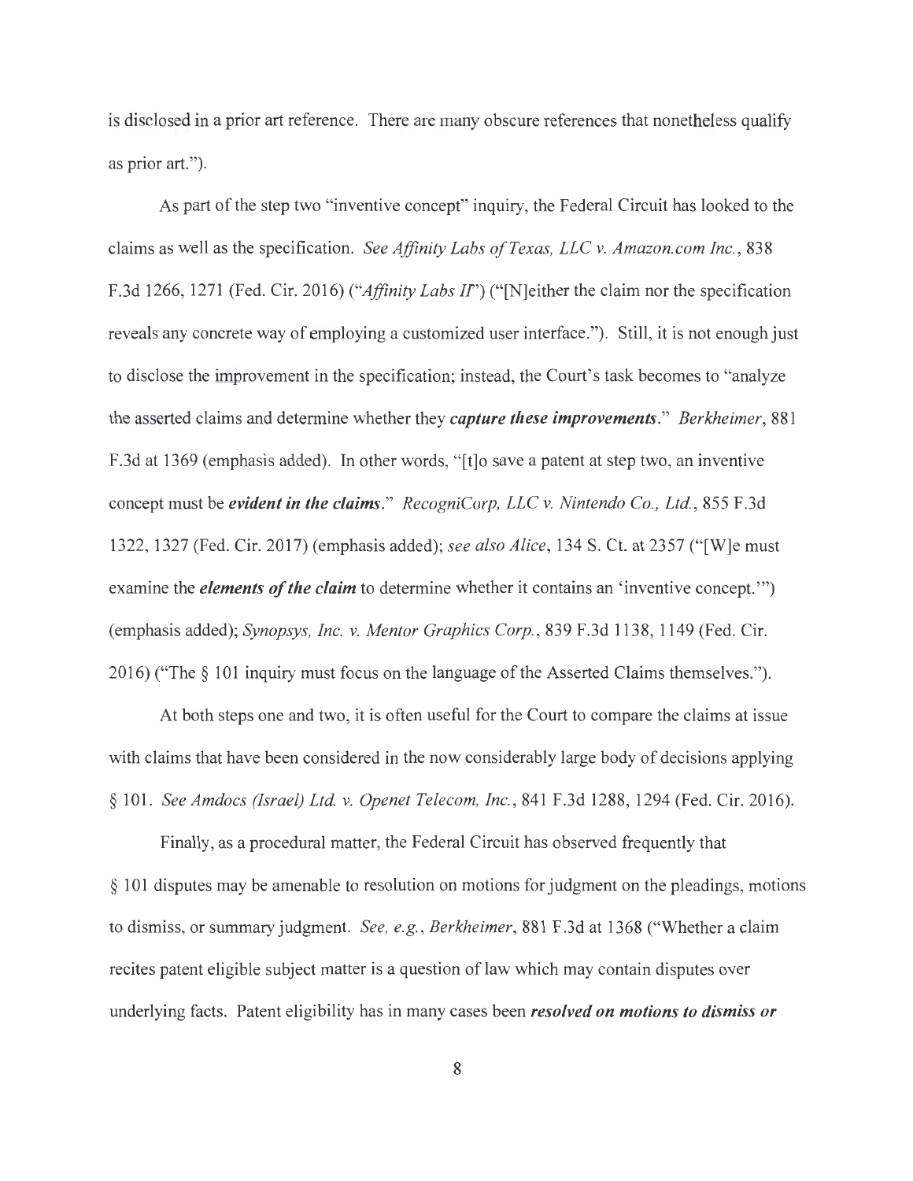is disclosed in a prior art reference. There are many obscure references that nonetheless qualify as prior art.").

As part of the step two "inventive concept" inquiry, the Federal Circuit has looked to the claims as well as the specification. *See Affinity Labs of Texas, LLC v. Amazon.com Inc.*, 838 F.3d 1266, 1271 (Fed. Cir. 2016) ("*Affinity Labs II*") ("[N]either the claim nor the specification reveals any concrete way of employing a customized user interface."). Still, it is not enough just to disclose the improvement in the specification; instead, the Court's task becomes to "analyze the asserted claims and determine whether they ***capture these improvements***." *Berkheimer*, 881 F.3d at 1369 (emphasis added). In other words, "[t]o save a patent at step two, an inventive concept must be ***evident in the claims***." *RecogniCorp, LLC v. Nintendo Co., Ltd.*, 855 F.3d 1322, 1327 (Fed. Cir. 2017) (emphasis added); *see also Alice*, 134 S. Ct. at 2357 ("[W]e must examine the ***elements of the claim*** to determine whether it contains an 'inventive concept.'") (emphasis added); *Synopsys, Inc. v. Mentor Graphics Corp.*, 839 F.3d 1138, 1149 (Fed. Cir. 2016) ("The § 101 inquiry must focus on the language of the Asserted Claims themselves.").

At both steps one and two, it is often useful for the Court to compare the claims at issue with claims that have been considered in the now considerably large body of decisions applying § 101. *See Amdocs (Israel) Ltd. v. Openet Telecom, Inc.*, 841 F.3d 1288, 1294 (Fed. Cir. 2016).

Finally, as a procedural matter, the Federal Circuit has observed frequently that § 101 disputes may be amenable to resolution on motions for judgment on the pleadings, motions to dismiss, or summary judgment. *See, e.g.*, *Berkheimer*, 881 F.3d at 1368 ("Whether a claim recites patent eligible subject matter is a question of law which may contain disputes over underlying facts. Patent eligibility has in many cases been ***resolved on motions to dismiss or***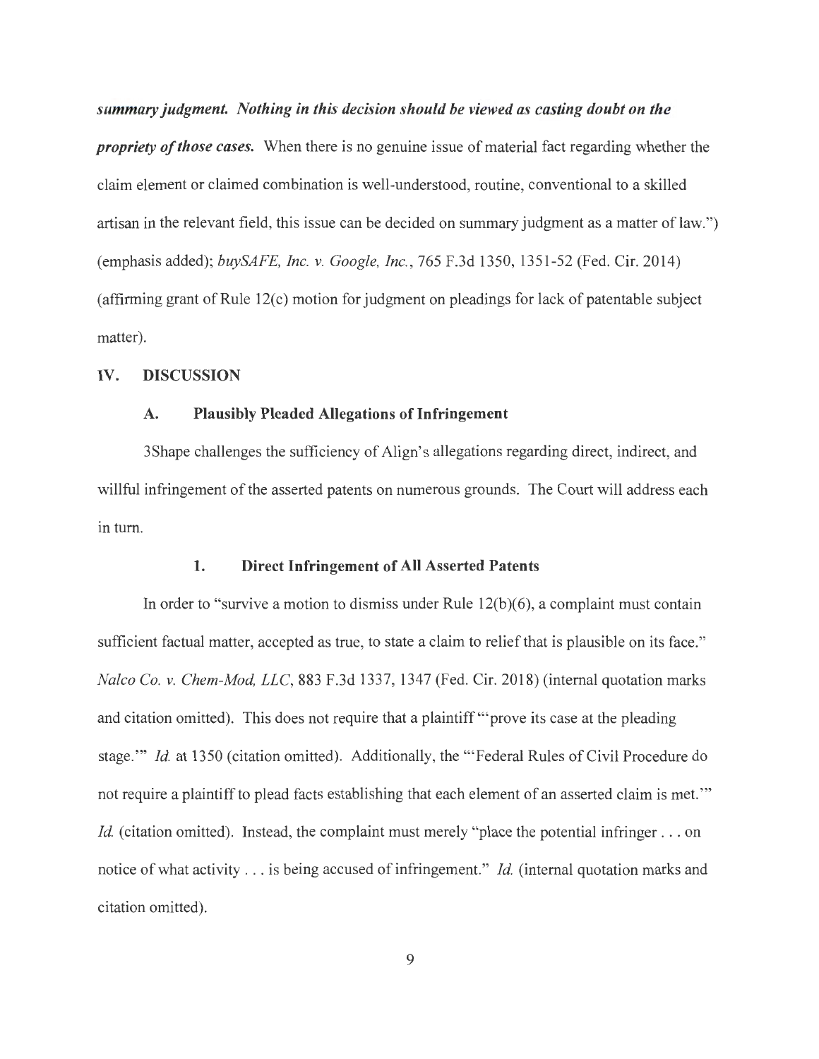***summary judgment. Nothing in this decision should be viewed as casting doubt on the propriety of those cases.*** When there is no genuine issue of material fact regarding whether the claim element or claimed combination is well-understood, routine, conventional to a skilled artisan in the relevant field, this issue can be decided on summary judgment as a matter of law.") (emphasis added); *buySAFE, Inc. v. Google, Inc.*, 765 F.3d 1350, 1351-52 (Fed. Cir. 2014) (affirming grant of Rule 12(c) motion for judgment on pleadings for lack of patentable subject matter).

## IV. DISCUSSION

### A. Plausibly Pleaded Allegations of Infringement

3Shape challenges the sufficiency of Align's allegations regarding direct, indirect, and willful infringement of the asserted patents on numerous grounds. The Court will address each in turn.

#### 1. Direct Infringement of All Asserted Patents

In order to "survive a motion to dismiss under Rule 12(b)(6), a complaint must contain sufficient factual matter, accepted as true, to state a claim to relief that is plausible on its face." *Nalco Co. v. Chem-Mod, LLC*, 883 F.3d 1337, 1347 (Fed. Cir. 2018) (internal quotation marks and citation omitted). This does not require that a plaintiff "'prove its case at the pleading stage.'" *Id.* at 1350 (citation omitted). Additionally, the "'Federal Rules of Civil Procedure do not require a plaintiff to plead facts establishing that each element of an asserted claim is met.'" *Id.* (citation omitted). Instead, the complaint must merely "place the potential infringer . . . on notice of what activity . . . is being accused of infringement." *Id.* (internal quotation marks and citation omitted).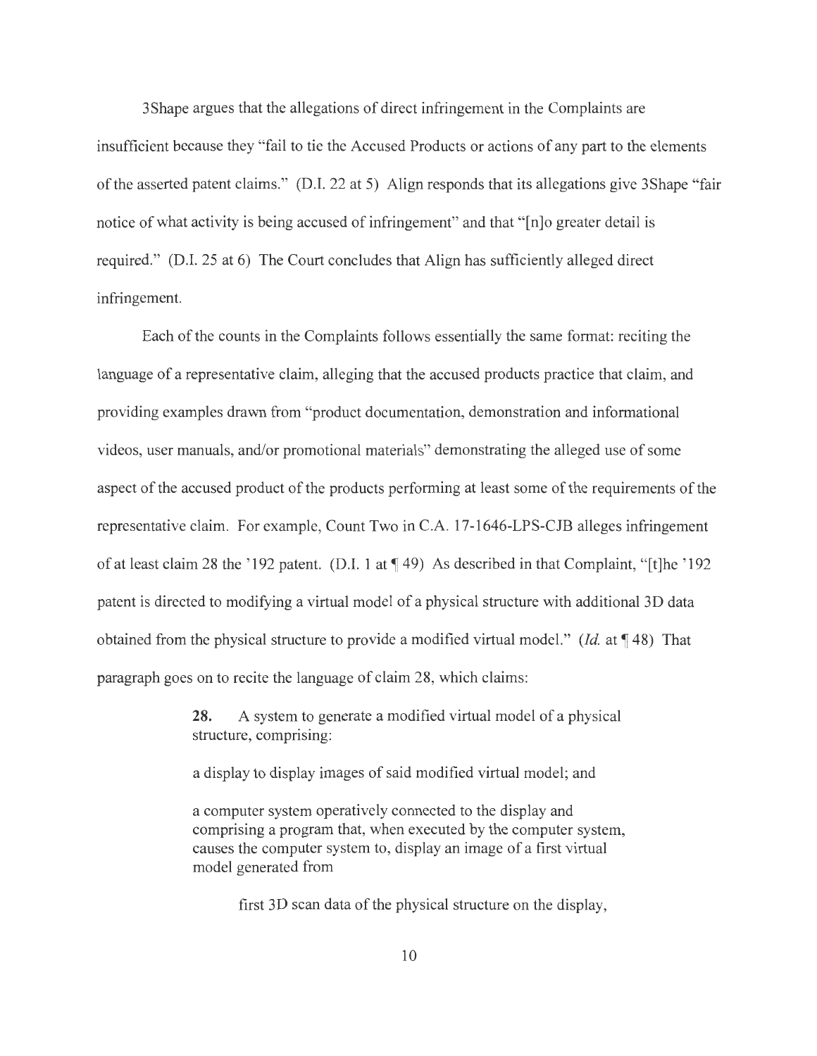3Shape argues that the allegations of direct infringement in the Complaints are insufficient because they "fail to tie the Accused Products or actions of any part to the elements of the asserted patent claims." (D.I. 22 at 5) Align responds that its allegations give 3Shape "fair notice of what activity is being accused of infringement" and that "[n]o greater detail is required." (D.I. 25 at 6) The Court concludes that Align has sufficiently alleged direct infringement.

Each of the counts in the Complaints follows essentially the same format: reciting the language of a representative claim, alleging that the accused products practice that claim, and providing examples drawn from "product documentation, demonstration and informational videos, user manuals, and/or promotional materials" demonstrating the alleged use of some aspect of the accused product of the products performing at least some of the requirements of the representative claim. For example, Count Two in C.A. 17-1646-LPS-CJB alleges infringement of at least claim 28 the '192 patent. (D.I. 1 at ¶ 49) As described in that Complaint, "[t]he '192 patent is directed to modifying a virtual model of a physical structure with additional 3D data obtained from the physical structure to provide a modified virtual model." (*Id.* at ¶ 48) That paragraph goes on to recite the language of claim 28, which claims:

> **28.** A system to generate a modified virtual model of a physical structure, comprising:
>
> a display to display images of said modified virtual model; and
>
> a computer system operatively connected to the display and comprising a program that, when executed by the computer system, causes the computer system to, display an image of a first virtual model generated from
>
> > first 3D scan data of the physical structure on the display,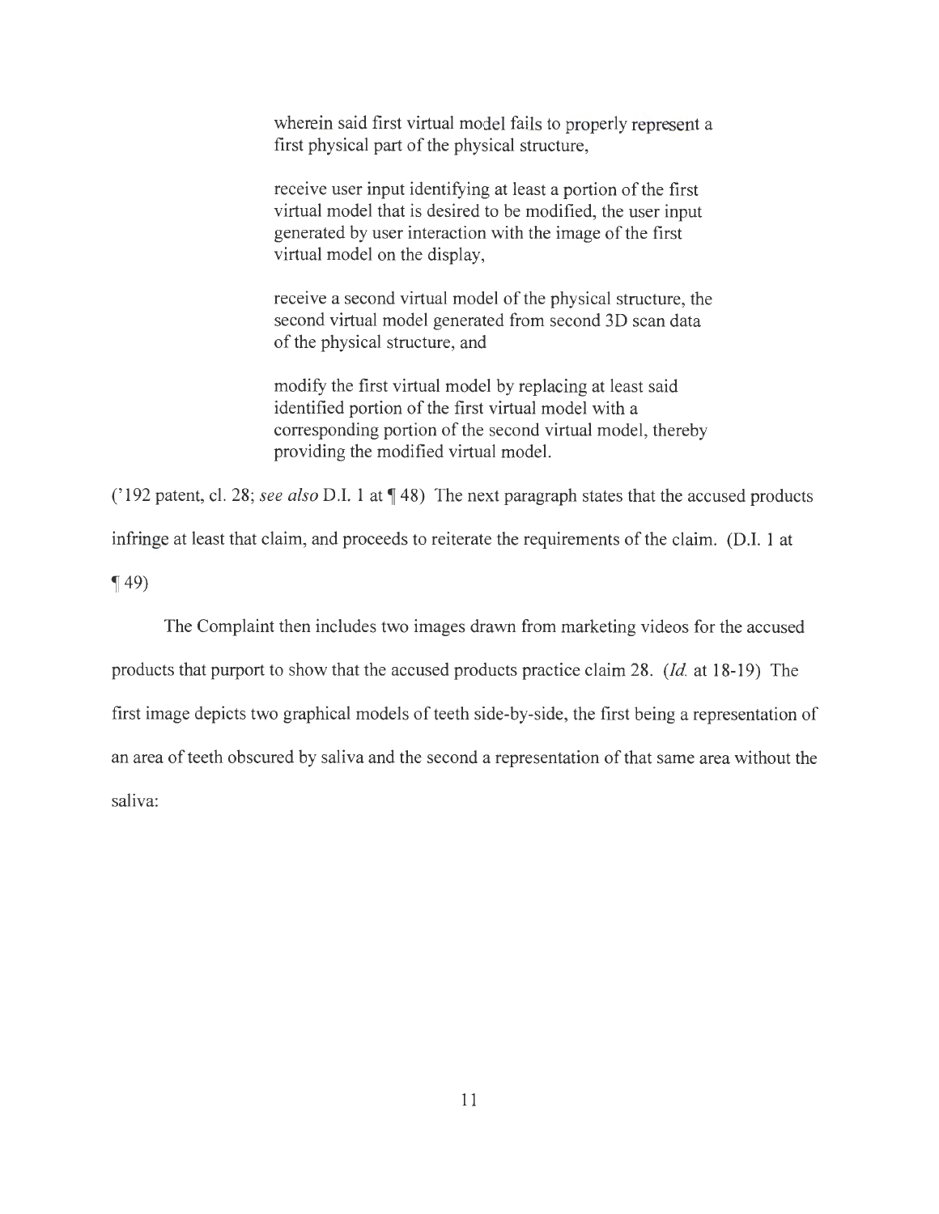> wherein said first virtual model fails to properly represent a first physical part of the physical structure,
>
> receive user input identifying at least a portion of the first virtual model that is desired to be modified, the user input generated by user interaction with the image of the first virtual model on the display,
>
> receive a second virtual model of the physical structure, the second virtual model generated from second 3D scan data of the physical structure, and
>
> modify the first virtual model by replacing at least said identified portion of the first virtual model with a corresponding portion of the second virtual model, thereby providing the modified virtual model.

('192 patent, cl. 28; *see also* D.I. 1 at ¶ 48) The next paragraph states that the accused products infringe at least that claim, and proceeds to reiterate the requirements of the claim. (D.I. 1 at ¶ 49)

The Complaint then includes two images drawn from marketing videos for the accused products that purport to show that the accused products practice claim 28. (*Id.* at 18-19) The first image depicts two graphical models of teeth side-by-side, the first being a representation of an area of teeth obscured by saliva and the second a representation of that same area without the saliva: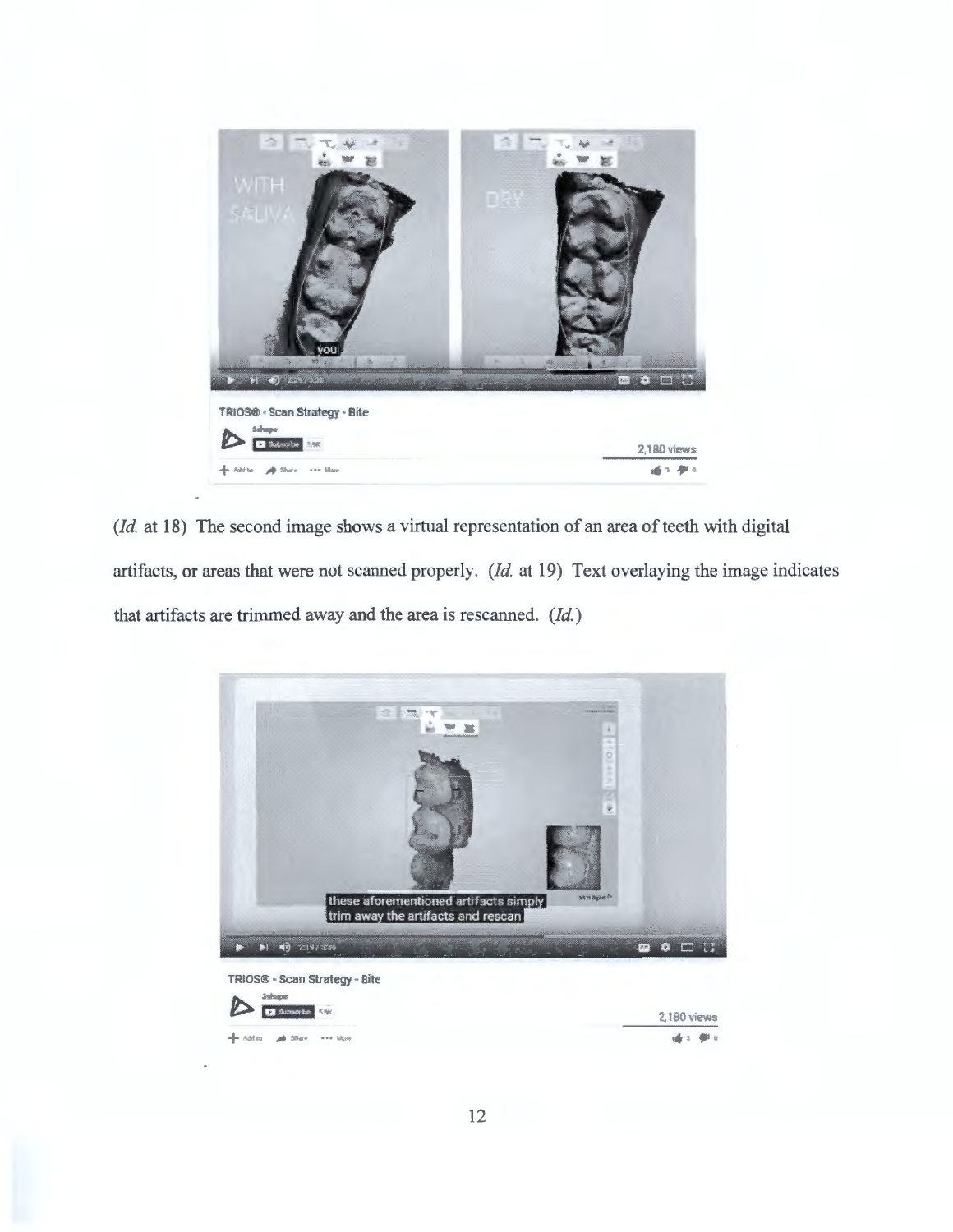(*Id.* at 18) The second image shows a virtual representation of an area of teeth with digital artifacts, or areas that were not scanned properly. (*Id.* at 19) Text overlaying the image indicates that artifacts are trimmed away and the area is rescanned. (*Id.*)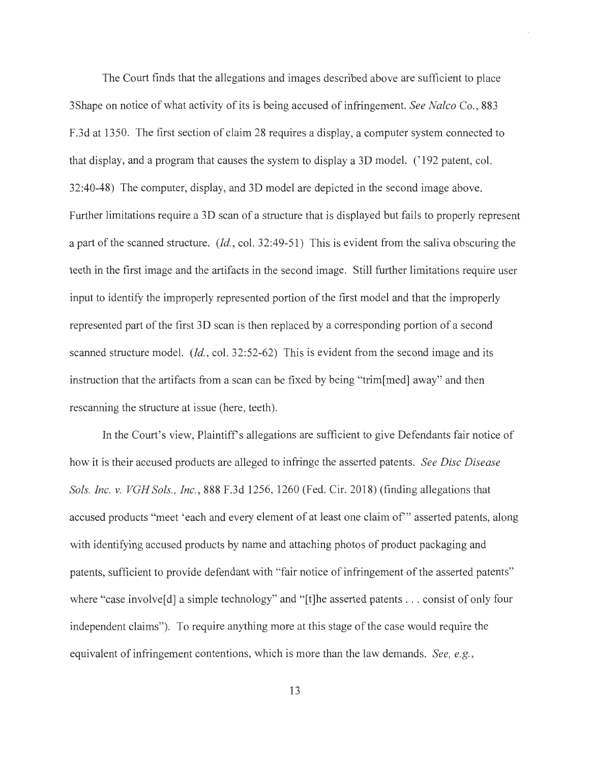The Court finds that the allegations and images described above are sufficient to place 3Shape on notice of what activity of its is being accused of infringement. *See Nalco Co.*, 883 F.3d at 1350. The first section of claim 28 requires a display, a computer system connected to that display, and a program that causes the system to display a 3D model. ('192 patent, col. 32:40-48) The computer, display, and 3D model are depicted in the second image above. Further limitations require a 3D scan of a structure that is displayed but fails to properly represent a part of the scanned structure. (*Id.*, col. 32:49-51) This is evident from the saliva obscuring the teeth in the first image and the artifacts in the second image. Still further limitations require user input to identify the improperly represented portion of the first model and that the improperly represented part of the first 3D scan is then replaced by a corresponding portion of a second scanned structure model. (*Id.*, col. 32:52-62) This is evident from the second image and its instruction that the artifacts from a scan can be fixed by being "trim[med] away" and then rescanning the structure at issue (here, teeth).

In the Court's view, Plaintiff's allegations are sufficient to give Defendants fair notice of how it is their accused products are alleged to infringe the asserted patents. *See Disc Disease Sols. Inc. v. VGH Sols., Inc.*, 888 F.3d 1256, 1260 (Fed. Cir. 2018) (finding allegations that accused products "meet 'each and every element of at least one claim of'" asserted patents, along with identifying accused products by name and attaching photos of product packaging and patents, sufficient to provide defendant with "fair notice of infringement of the asserted patents" where "case involve[d] a simple technology" and "[t]he asserted patents . . . consist of only four independent claims"). To require anything more at this stage of the case would require the equivalent of infringement contentions, which is more than the law demands. *See, e.g.*,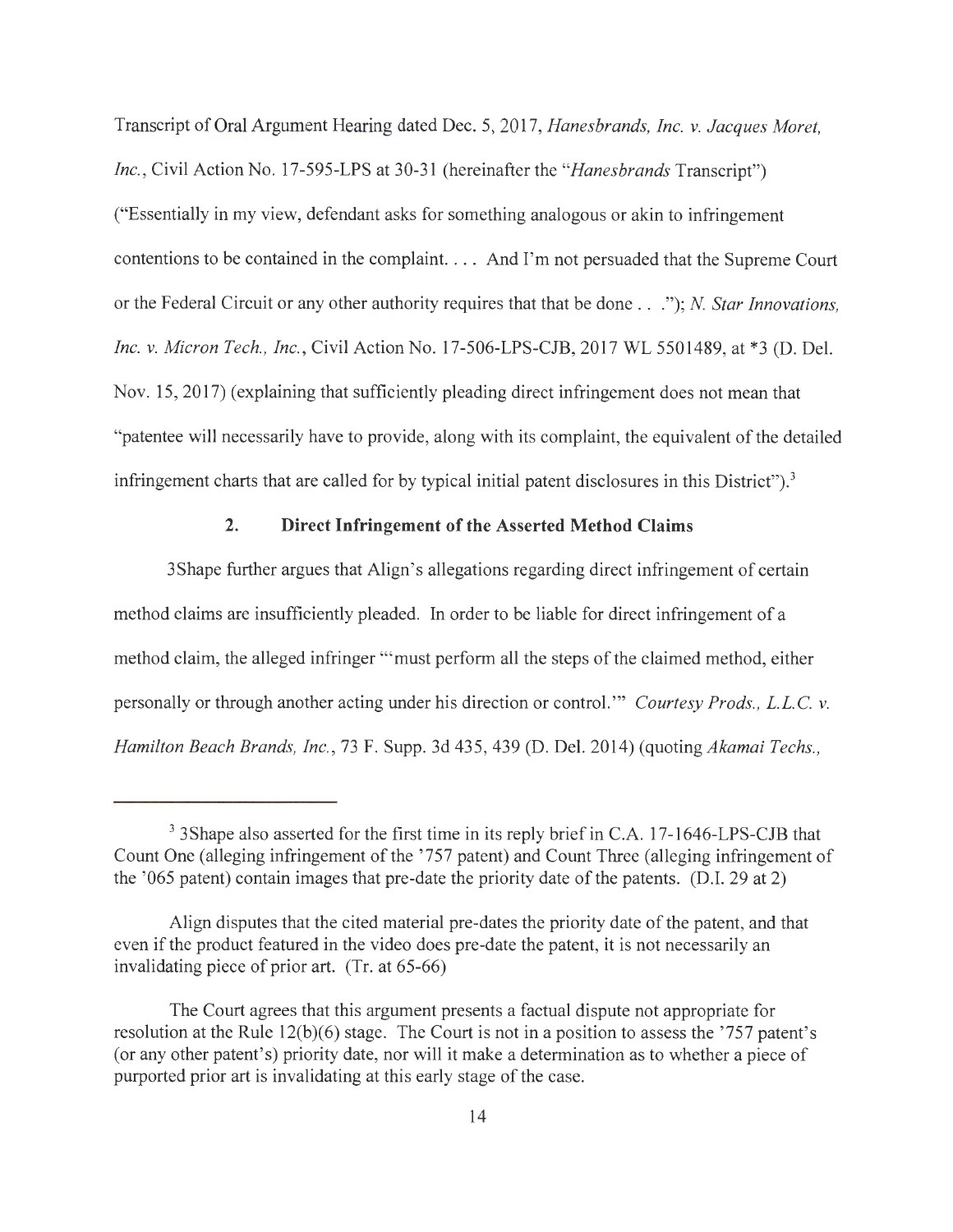Transcript of Oral Argument Hearing dated Dec. 5, 2017, *Hanesbrands, Inc. v. Jacques Moret, Inc.*, Civil Action No. 17-595-LPS at 30-31 (hereinafter the "*Hanesbrands* Transcript") ("Essentially in my view, defendant asks for something analogous or akin to infringement contentions to be contained in the complaint. . . . And I'm not persuaded that the Supreme Court or the Federal Circuit or any other authority requires that that be done . . ."); *N. Star Innovations, Inc. v. Micron Tech., Inc.*, Civil Action No. 17-506-LPS-CJB, 2017 WL 5501489, at *3 (D. Del. Nov. 15, 2017) (explaining that sufficiently pleading direct infringement does not mean that "patentee will necessarily have to provide, along with its complaint, the equivalent of the detailed infringement charts that are called for by typical initial patent disclosures in this District").[3]

### 2. Direct Infringement of the Asserted Method Claims

3Shape further argues that Align's allegations regarding direct infringement of certain method claims are insufficiently pleaded. In order to be liable for direct infringement of a method claim, the alleged infringer "'must perform all the steps of the claimed method, either personally or through another acting under his direction or control.'" *Courtesy Prods., L.L.C. v. Hamilton Beach Brands, Inc.*, 73 F. Supp. 3d 435, 439 (D. Del. 2014) (quoting *Akamai Techs.,*

---

[3] 3Shape also asserted for the first time in its reply brief in C.A. 17-1646-LPS-CJB that Count One (alleging infringement of the '757 patent) and Count Three (alleging infringement of the '065 patent) contain images that pre-date the priority date of the patents. (D.I. 29 at 2)

Align disputes that the cited material pre-dates the priority date of the patent, and that even if the product featured in the video does pre-date the patent, it is not necessarily an invalidating piece of prior art. (Tr. at 65-66)

The Court agrees that this argument presents a factual dispute not appropriate for resolution at the Rule 12(b)(6) stage. The Court is not in a position to assess the '757 patent's (or any other patent's) priority date, nor will it make a determination as to whether a piece of purported prior art is invalidating at this early stage of the case.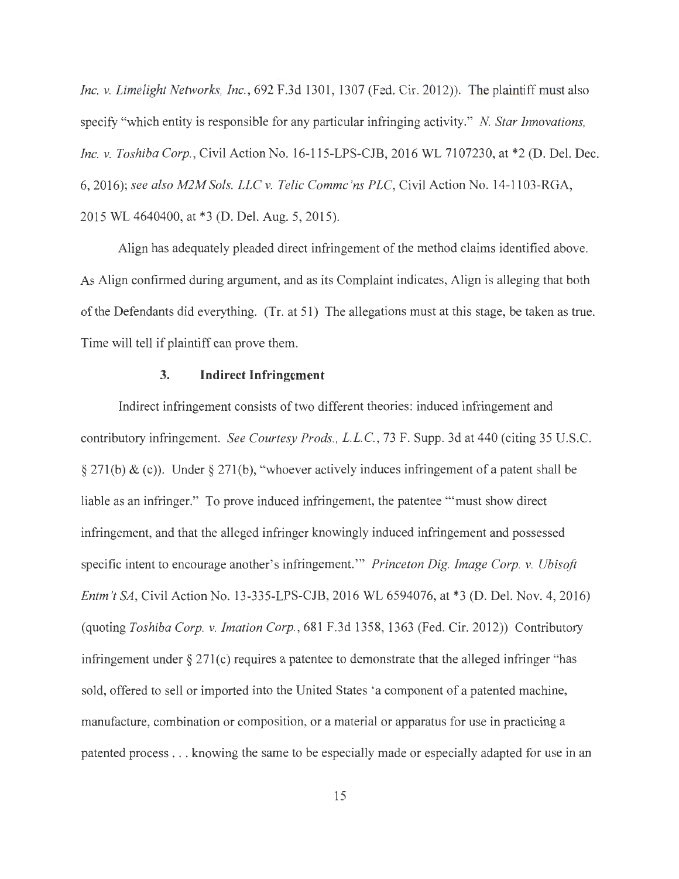*Inc. v. Limelight Networks, Inc.*, 692 F.3d 1301, 1307 (Fed. Cir. 2012)). The plaintiff must also specify "which entity is responsible for any particular infringing activity." *N. Star Innovations, Inc. v. Toshiba Corp.*, Civil Action No. 16-115-LPS-CJB, 2016 WL 7107230, at *2 (D. Del. Dec. 6, 2016); *see also M2M Sols. LLC v. Telic Commc'ns PLC*, Civil Action No. 14-1103-RGA, 2015 WL 4640400, at *3 (D. Del. Aug. 5, 2015).

Align has adequately pleaded direct infringement of the method claims identified above. As Align confirmed during argument, and as its Complaint indicates, Align is alleging that both of the Defendants did everything. (Tr. at 51) The allegations must at this stage, be taken as true. Time will tell if plaintiff can prove them.

### 3. Indirect Infringement

Indirect infringement consists of two different theories: induced infringement and contributory infringement. *See Courtesy Prods., L.L.C.*, 73 F. Supp. 3d at 440 (citing 35 U.S.C. § 271(b) & (c)). Under § 271(b), "whoever actively induces infringement of a patent shall be liable as an infringer." To prove induced infringement, the patentee "'must show direct infringement, and that the alleged infringer knowingly induced infringement and possessed specific intent to encourage another's infringement.'" *Princeton Dig. Image Corp. v. Ubisoft Entm't SA*, Civil Action No. 13-335-LPS-CJB, 2016 WL 6594076, at *3 (D. Del. Nov. 4, 2016) (quoting *Toshiba Corp. v. Imation Corp.*, 681 F.3d 1358, 1363 (Fed. Cir. 2012)) Contributory infringement under § 271(c) requires a patentee to demonstrate that the alleged infringer "has sold, offered to sell or imported into the United States 'a component of a patented machine, manufacture, combination or composition, or a material or apparatus for use in practicing a patented process . . . knowing the same to be especially made or especially adapted for use in an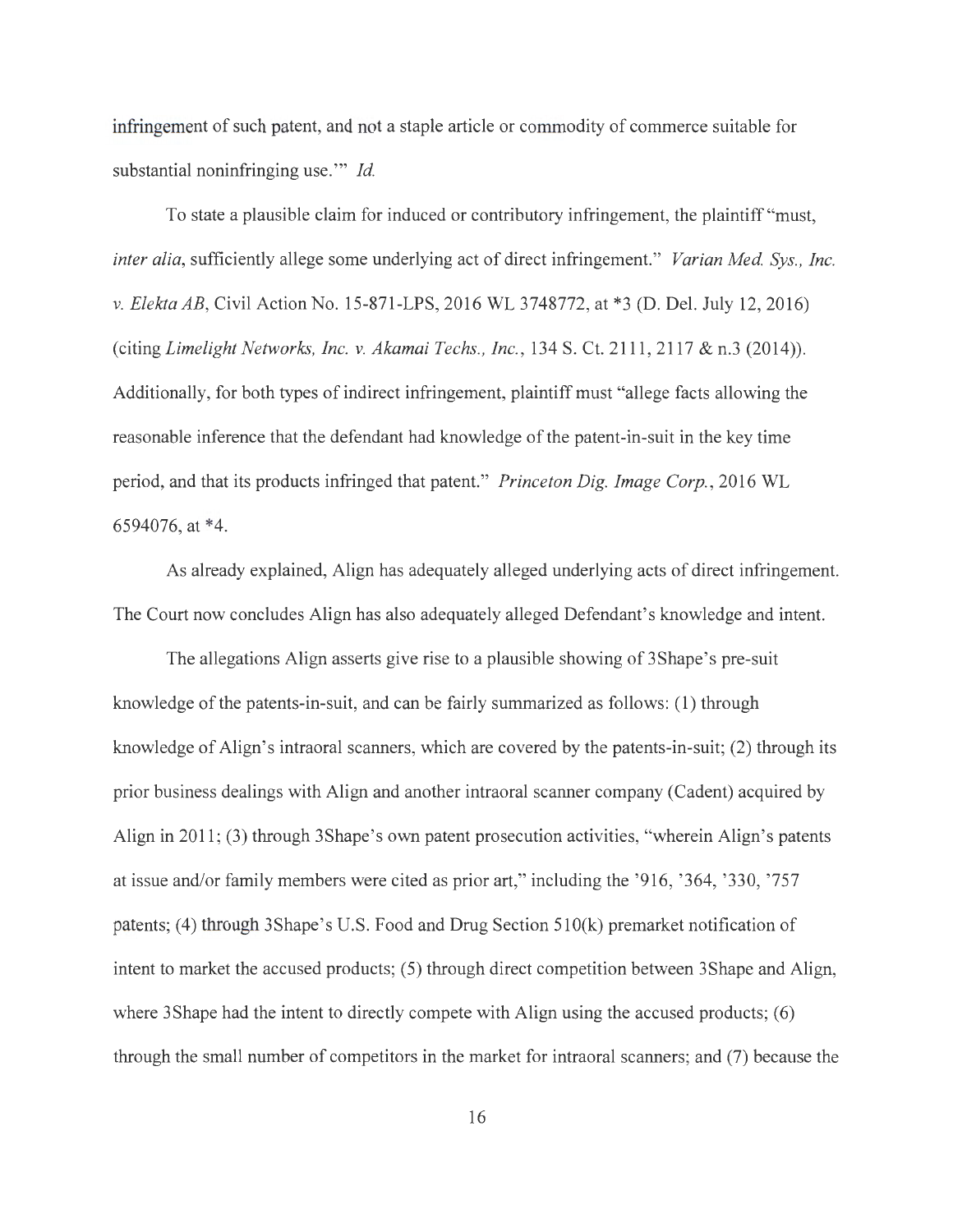infringement of such patent, and not a staple article or commodity of commerce suitable for substantial noninfringing use.'" *Id.*

To state a plausible claim for induced or contributory infringement, the plaintiff "must, *inter alia*, sufficiently allege some underlying act of direct infringement." *Varian Med. Sys., Inc. v. Elekta AB*, Civil Action No. 15-871-LPS, 2016 WL 3748772, at *3 (D. Del. July 12, 2016) (citing *Limelight Networks, Inc. v. Akamai Techs., Inc.*, 134 S. Ct. 2111, 2117 & n.3 (2014)). Additionally, for both types of indirect infringement, plaintiff must "allege facts allowing the reasonable inference that the defendant had knowledge of the patent-in-suit in the key time period, and that its products infringed that patent." *Princeton Dig. Image Corp.*, 2016 WL 6594076, at *4.

As already explained, Align has adequately alleged underlying acts of direct infringement. The Court now concludes Align has also adequately alleged Defendant's knowledge and intent.

The allegations Align asserts give rise to a plausible showing of 3Shape's pre-suit knowledge of the patents-in-suit, and can be fairly summarized as follows: (1) through knowledge of Align's intraoral scanners, which are covered by the patents-in-suit; (2) through its prior business dealings with Align and another intraoral scanner company (Cadent) acquired by Align in 2011; (3) through 3Shape's own patent prosecution activities, "wherein Align's patents at issue and/or family members were cited as prior art," including the '916, '364, '330, '757 patents; (4) through 3Shape's U.S. Food and Drug Section 510(k) premarket notification of intent to market the accused products; (5) through direct competition between 3Shape and Align, where 3Shape had the intent to directly compete with Align using the accused products; (6) through the small number of competitors in the market for intraoral scanners; and (7) because the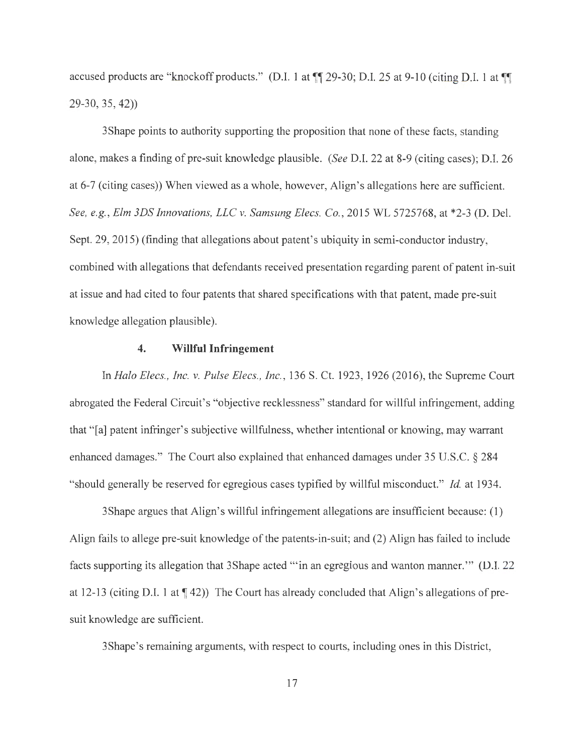accused products are "knockoff products." (D.I. 1 at ¶¶ 29-30; D.I. 25 at 9-10 (citing D.I. 1 at ¶¶ 29-30, 35, 42))

3Shape points to authority supporting the proposition that none of these facts, standing alone, makes a finding of pre-suit knowledge plausible. (*See* D.I. 22 at 8-9 (citing cases); D.I. 26 at 6-7 (citing cases)) When viewed as a whole, however, Align's allegations here are sufficient. *See, e.g., Elm 3DS Innovations, LLC v. Samsung Elecs. Co.*, 2015 WL 5725768, at *2-3 (D. Del. Sept. 29, 2015) (finding that allegations about patent's ubiquity in semi-conductor industry, combined with allegations that defendants received presentation regarding parent of patent in-suit at issue and had cited to four patents that shared specifications with that patent, made pre-suit knowledge allegation plausible).

#### 4. Willful Infringement

In *Halo Elecs., Inc. v. Pulse Elecs., Inc.*, 136 S. Ct. 1923, 1926 (2016), the Supreme Court abrogated the Federal Circuit's "objective recklessness" standard for willful infringement, adding that "[a] patent infringer's subjective willfulness, whether intentional or knowing, may warrant enhanced damages." The Court also explained that enhanced damages under 35 U.S.C. § 284 "should generally be reserved for egregious cases typified by willful misconduct." *Id.* at 1934.

3Shape argues that Align's willful infringement allegations are insufficient because: (1) Align fails to allege pre-suit knowledge of the patents-in-suit; and (2) Align has failed to include facts supporting its allegation that 3Shape acted "'in an egregious and wanton manner.'" (D.I. 22 at 12-13 (citing D.I. 1 at ¶ 42)) The Court has already concluded that Align's allegations of pre-suit knowledge are sufficient.

3Shape's remaining arguments, with respect to courts, including ones in this District,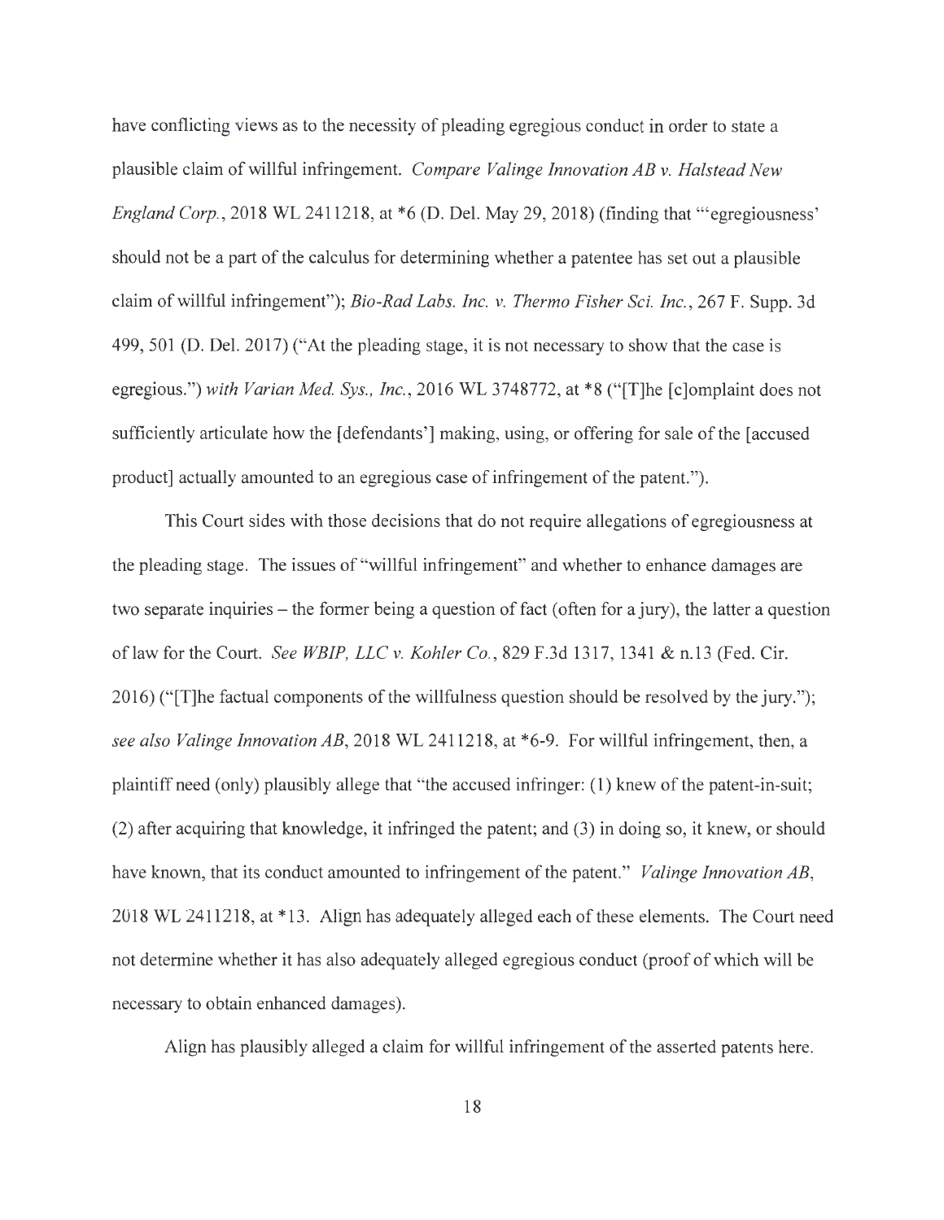have conflicting views as to the necessity of pleading egregious conduct in order to state a plausible claim of willful infringement. *Compare Valinge Innovation AB v. Halstead New England Corp.*, 2018 WL 2411218, at *6 (D. Del. May 29, 2018) (finding that "'egregiousness' should not be a part of the calculus for determining whether a patentee has set out a plausible claim of willful infringement"); *Bio-Rad Labs. Inc. v. Thermo Fisher Sci. Inc.*, 267 F. Supp. 3d 499, 501 (D. Del. 2017) ("At the pleading stage, it is not necessary to show that the case is egregious.") *with Varian Med. Sys., Inc.*, 2016 WL 3748772, at *8 ("[T]he [c]omplaint does not sufficiently articulate how the [defendants'] making, using, or offering for sale of the [accused product] actually amounted to an egregious case of infringement of the patent.").

This Court sides with those decisions that do not require allegations of egregiousness at the pleading stage. The issues of "willful infringement" and whether to enhance damages are two separate inquiries – the former being a question of fact (often for a jury), the latter a question of law for the Court. *See WBIP, LLC v. Kohler Co.*, 829 F.3d 1317, 1341 & n.13 (Fed. Cir. 2016) ("[T]he factual components of the willfulness question should be resolved by the jury."); *see also Valinge Innovation AB*, 2018 WL 2411218, at *6-9. For willful infringement, then, a plaintiff need (only) plausibly allege that "the accused infringer: (1) knew of the patent-in-suit; (2) after acquiring that knowledge, it infringed the patent; and (3) in doing so, it knew, or should have known, that its conduct amounted to infringement of the patent." *Valinge Innovation AB*, 2018 WL 2411218, at *13. Align has adequately alleged each of these elements. The Court need not determine whether it has also adequately alleged egregious conduct (proof of which will be necessary to obtain enhanced damages).

Align has plausibly alleged a claim for willful infringement of the asserted patents here.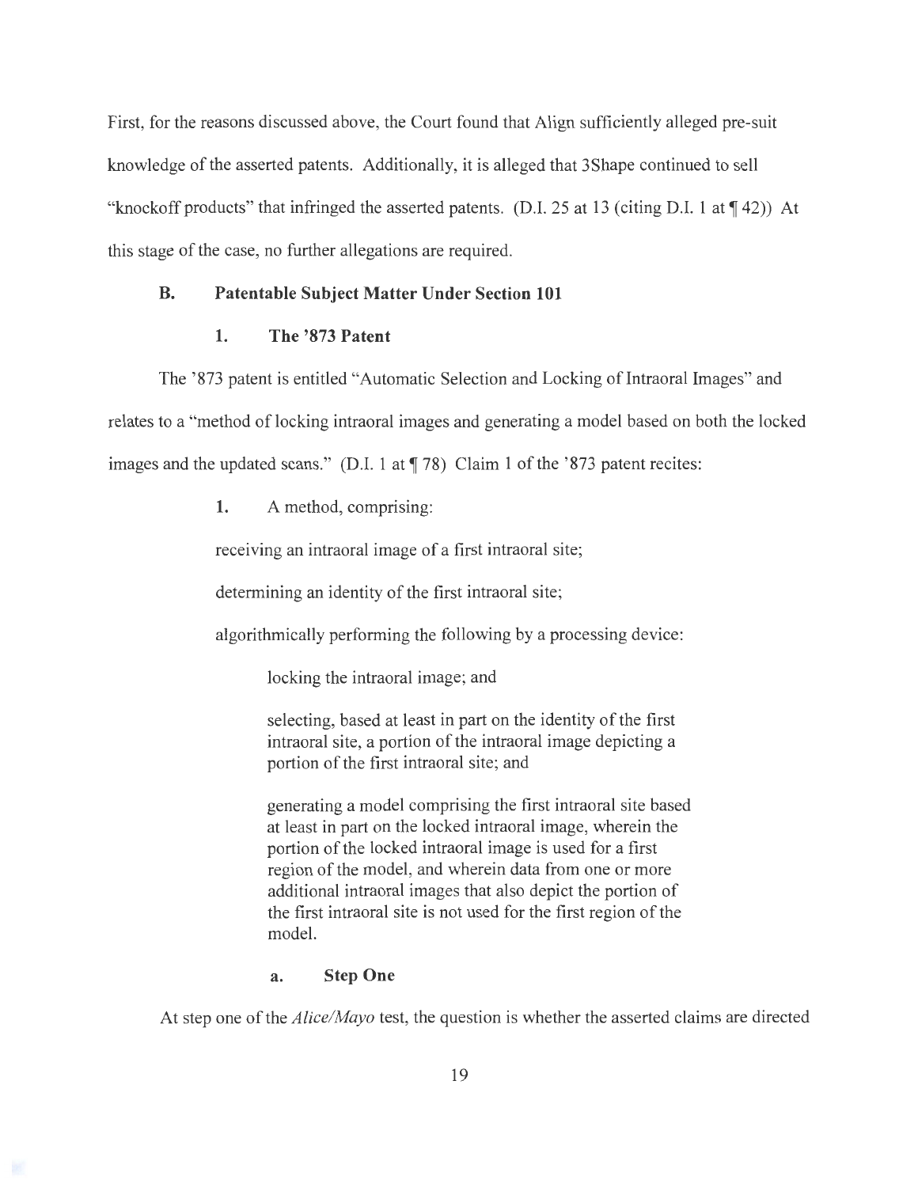First, for the reasons discussed above, the Court found that Align sufficiently alleged pre-suit knowledge of the asserted patents. Additionally, it is alleged that 3Shape continued to sell "knockoff products" that infringed the asserted patents. (D.I. 25 at 13 (citing D.I. 1 at ¶ 42)) At this stage of the case, no further allegations are required.

### B. Patentable Subject Matter Under Section 101

#### 1. The '873 Patent

The '873 patent is entitled "Automatic Selection and Locking of Intraoral Images" and relates to a "method of locking intraoral images and generating a model based on both the locked images and the updated scans." (D.I. 1 at ¶ 78) Claim 1 of the '873 patent recites:

> **1.** A method, comprising:
>
> receiving an intraoral image of a first intraoral site;
>
> determining an identity of the first intraoral site;
>
> algorithmically performing the following by a processing device:
>
>> locking the intraoral image; and
>>
>> selecting, based at least in part on the identity of the first intraoral site, a portion of the intraoral image depicting a portion of the first intraoral site; and
>>
>> generating a model comprising the first intraoral site based at least in part on the locked intraoral image, wherein the portion of the locked intraoral image is used for a first region of the model, and wherein data from one or more additional intraoral images that also depict the portion of the first intraoral site is not used for the first region of the model.

##### a. Step One

At step one of the *Alice/Mayo* test, the question is whether the asserted claims are directed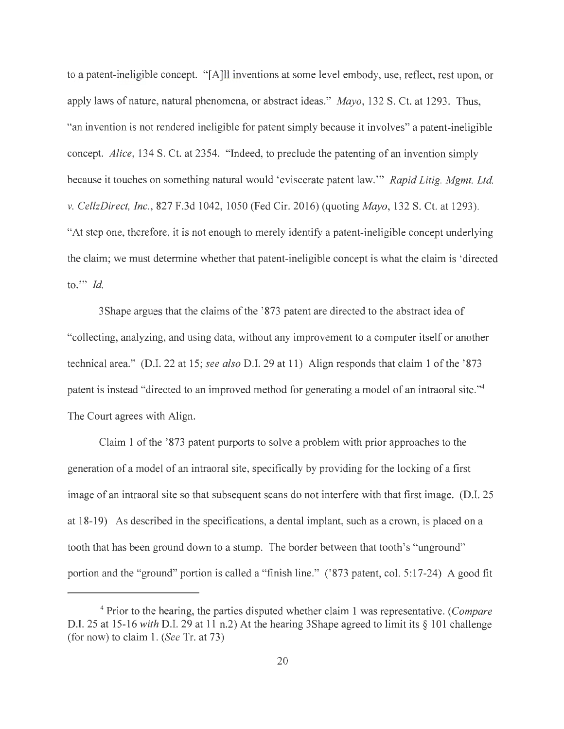to a patent-ineligible concept. "[A]ll inventions at some level embody, use, reflect, rest upon, or apply laws of nature, natural phenomena, or abstract ideas." *Mayo*, 132 S. Ct. at 1293. Thus, "an invention is not rendered ineligible for patent simply because it involves" a patent-ineligible concept. *Alice*, 134 S. Ct. at 2354. "Indeed, to preclude the patenting of an invention simply because it touches on something natural would 'eviscerate patent law.'" *Rapid Litig. Mgmt. Ltd. v. CellzDirect, Inc.*, 827 F.3d 1042, 1050 (Fed Cir. 2016) (quoting *Mayo*, 132 S. Ct. at 1293). "At step one, therefore, it is not enough to merely identify a patent-ineligible concept underlying the claim; we must determine whether that patent-ineligible concept is what the claim is 'directed to.'" *Id.*

3Shape argues that the claims of the '873 patent are directed to the abstract idea of "collecting, analyzing, and using data, without any improvement to a computer itself or another technical area." (D.I. 22 at 15; *see also* D.I. 29 at 11) Align responds that claim 1 of the '873 patent is instead "directed to an improved method for generating a model of an intraoral site."[4] The Court agrees with Align.

Claim 1 of the '873 patent purports to solve a problem with prior approaches to the generation of a model of an intraoral site, specifically by providing for the locking of a first image of an intraoral site so that subsequent scans do not interfere with that first image. (D.I. 25 at 18-19) As described in the specifications, a dental implant, such as a crown, is placed on a tooth that has been ground down to a stump. The border between that tooth's "unground" portion and the "ground" portion is called a "finish line." ('873 patent, col. 5:17-24) A good fit

---

[4] Prior to the hearing, the parties disputed whether claim 1 was representative. (*Compare* D.I. 25 at 15-16 *with* D.I. 29 at 11 n.2) At the hearing 3Shape agreed to limit its § 101 challenge (for now) to claim 1. (*See* Tr. at 73)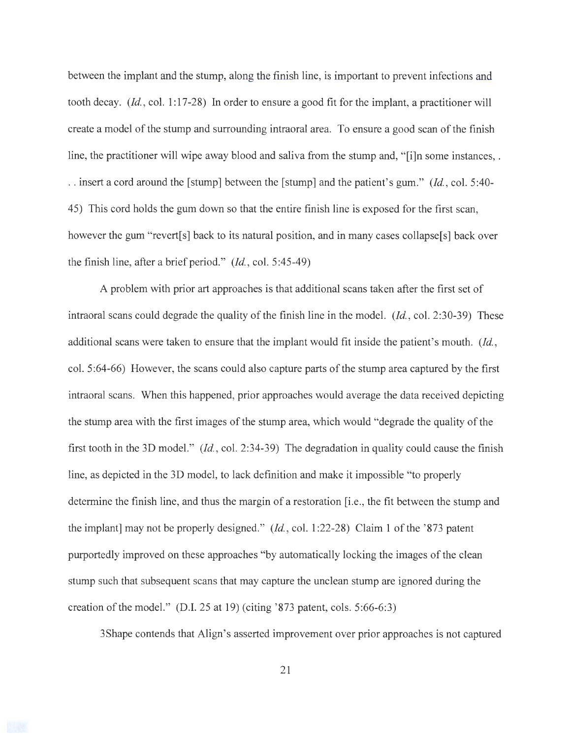between the implant and the stump, along the finish line, is important to prevent infections and tooth decay. (*Id.*, col. 1:17-28) In order to ensure a good fit for the implant, a practitioner will create a model of the stump and surrounding intraoral area. To ensure a good scan of the finish line, the practitioner will wipe away blood and saliva from the stump and, "[i]n some instances, . . . insert a cord around the [stump] between the [stump] and the patient's gum." (*Id.*, col. 5:40-45) This cord holds the gum down so that the entire finish line is exposed for the first scan, however the gum "revert[s] back to its natural position, and in many cases collapse[s] back over the finish line, after a brief period." (*Id.*, col. 5:45-49)

A problem with prior art approaches is that additional scans taken after the first set of intraoral scans could degrade the quality of the finish line in the model. (*Id.*, col. 2:30-39) These additional scans were taken to ensure that the implant would fit inside the patient's mouth. (*Id.*, col. 5:64-66) However, the scans could also capture parts of the stump area captured by the first intraoral scans. When this happened, prior approaches would average the data received depicting the stump area with the first images of the stump area, which would "degrade the quality of the first tooth in the 3D model." (*Id.*, col. 2:34-39) The degradation in quality could cause the finish line, as depicted in the 3D model, to lack definition and make it impossible "to properly determine the finish line, and thus the margin of a restoration [i.e., the fit between the stump and the implant] may not be properly designed." (*Id.*, col. 1:22-28) Claim 1 of the '873 patent purportedly improved on these approaches "by automatically locking the images of the clean stump such that subsequent scans that may capture the unclean stump are ignored during the creation of the model." (D.I. 25 at 19) (citing '873 patent, cols. 5:66-6:3)

3Shape contends that Align's asserted improvement over prior approaches is not captured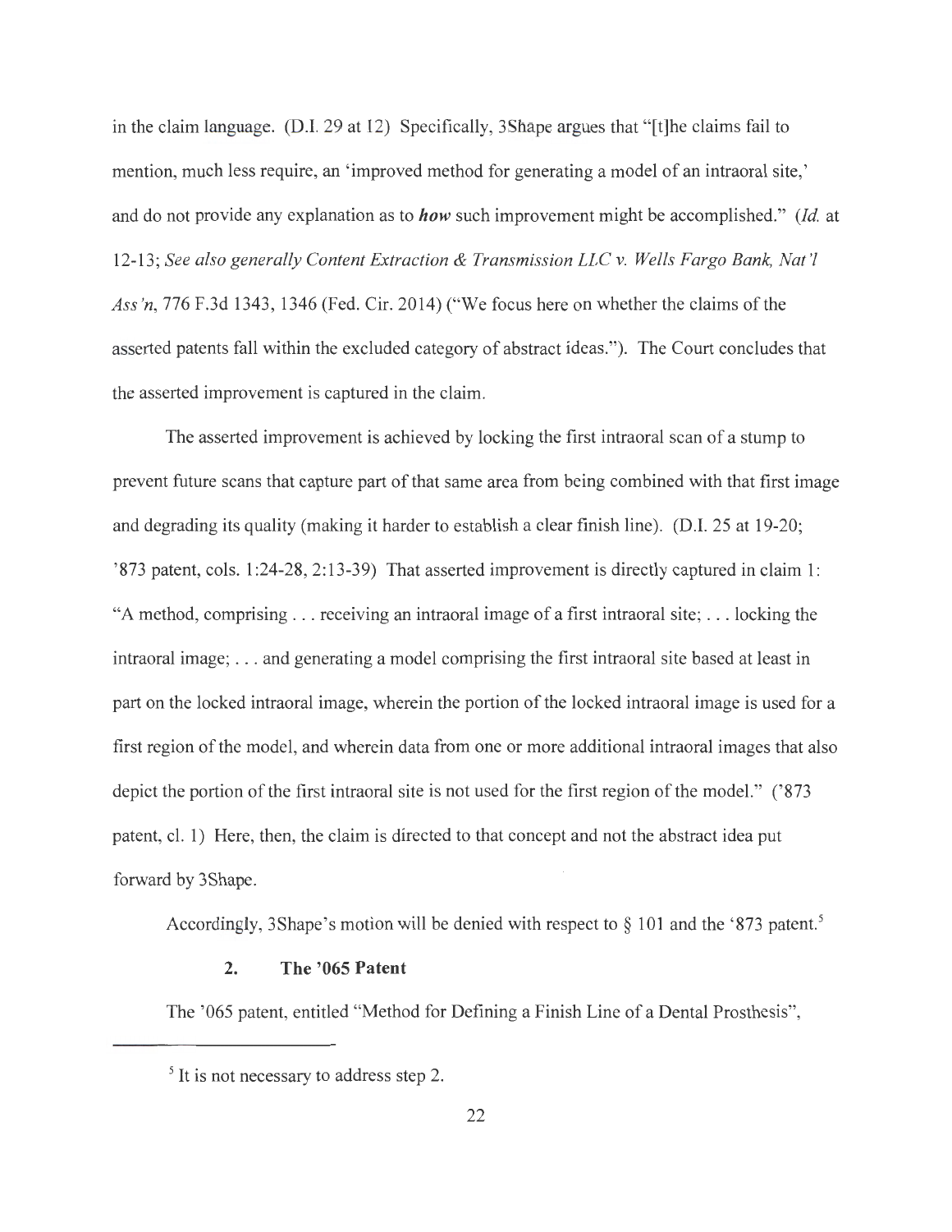in the claim language. (D.I. 29 at 12) Specifically, 3Shape argues that "[t]he claims fail to mention, much less require, an 'improved method for generating a model of an intraoral site,' and do not provide any explanation as to ***how*** such improvement might be accomplished." (*Id.* at 12-13; *See also generally Content Extraction & Transmission LLC v. Wells Fargo Bank, Nat'l Ass'n*, 776 F.3d 1343, 1346 (Fed. Cir. 2014) ("We focus here on whether the claims of the asserted patents fall within the excluded category of abstract ideas."). The Court concludes that the asserted improvement is captured in the claim.

The asserted improvement is achieved by locking the first intraoral scan of a stump to prevent future scans that capture part of that same area from being combined with that first image and degrading its quality (making it harder to establish a clear finish line). (D.I. 25 at 19-20; '873 patent, cols. 1:24-28, 2:13-39) That asserted improvement is directly captured in claim 1: "A method, comprising . . . receiving an intraoral image of a first intraoral site; . . . locking the intraoral image; . . . and generating a model comprising the first intraoral site based at least in part on the locked intraoral image, wherein the portion of the locked intraoral image is used for a first region of the model, and wherein data from one or more additional intraoral images that also depict the portion of the first intraoral site is not used for the first region of the model." ('873 patent, cl. 1) Here, then, the claim is directed to that concept and not the abstract idea put forward by 3Shape.

Accordingly, 3Shape's motion will be denied with respect to § 101 and the '873 patent.[5]

### 2. The '065 Patent

The '065 patent, entitled "Method for Defining a Finish Line of a Dental Prosthesis",

---

[5] It is not necessary to address step 2.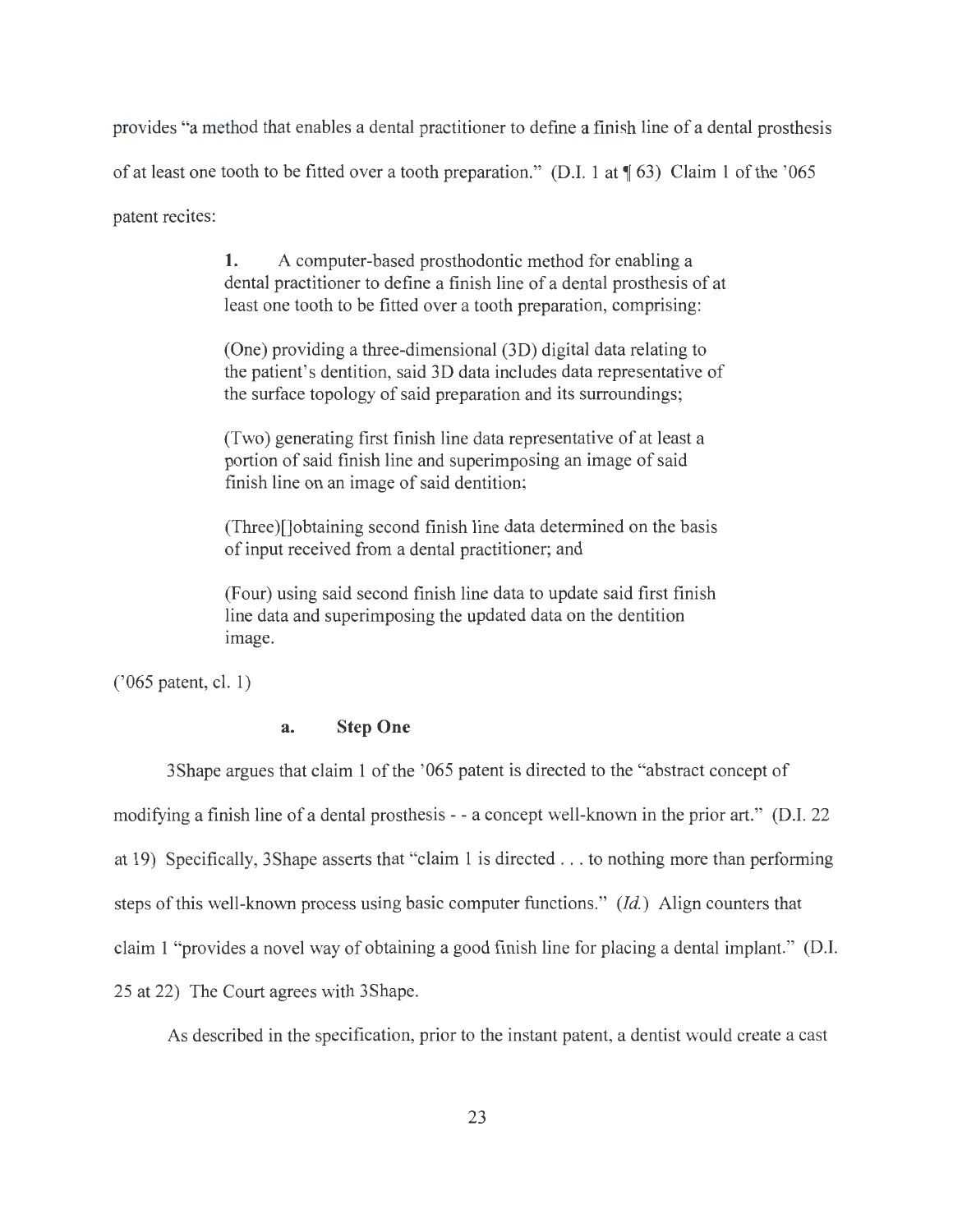provides "a method that enables a dental practitioner to define a finish line of a dental prosthesis of at least one tooth to be fitted over a tooth preparation." (D.I. 1 at ¶ 63) Claim 1 of the '065 patent recites:

> **1.** A computer-based prosthodontic method for enabling a dental practitioner to define a finish line of a dental prosthesis of at least one tooth to be fitted over a tooth preparation, comprising:
>
> (One) providing a three-dimensional (3D) digital data relating to the patient's dentition, said 3D data includes data representative of the surface topology of said preparation and its surroundings;
>
> (Two) generating first finish line data representative of at least a portion of said finish line and superimposing an image of said finish line on an image of said dentition;
>
> (Three)[]obtaining second finish line data determined on the basis of input received from a dental practitioner; and
>
> (Four) using said second finish line data to update said first finish line data and superimposing the updated data on the dentition image.

('065 patent, cl. 1)

**a. Step One**

3Shape argues that claim 1 of the '065 patent is directed to the "abstract concept of modifying a finish line of a dental prosthesis - - a concept well-known in the prior art." (D.I. 22 at 19) Specifically, 3Shape asserts that "claim 1 is directed . . . to nothing more than performing steps of this well-known process using basic computer functions." (*Id.*) Align counters that claim 1 "provides a novel way of obtaining a good finish line for placing a dental implant." (D.I. 25 at 22) The Court agrees with 3Shape.

As described in the specification, prior to the instant patent, a dentist would create a cast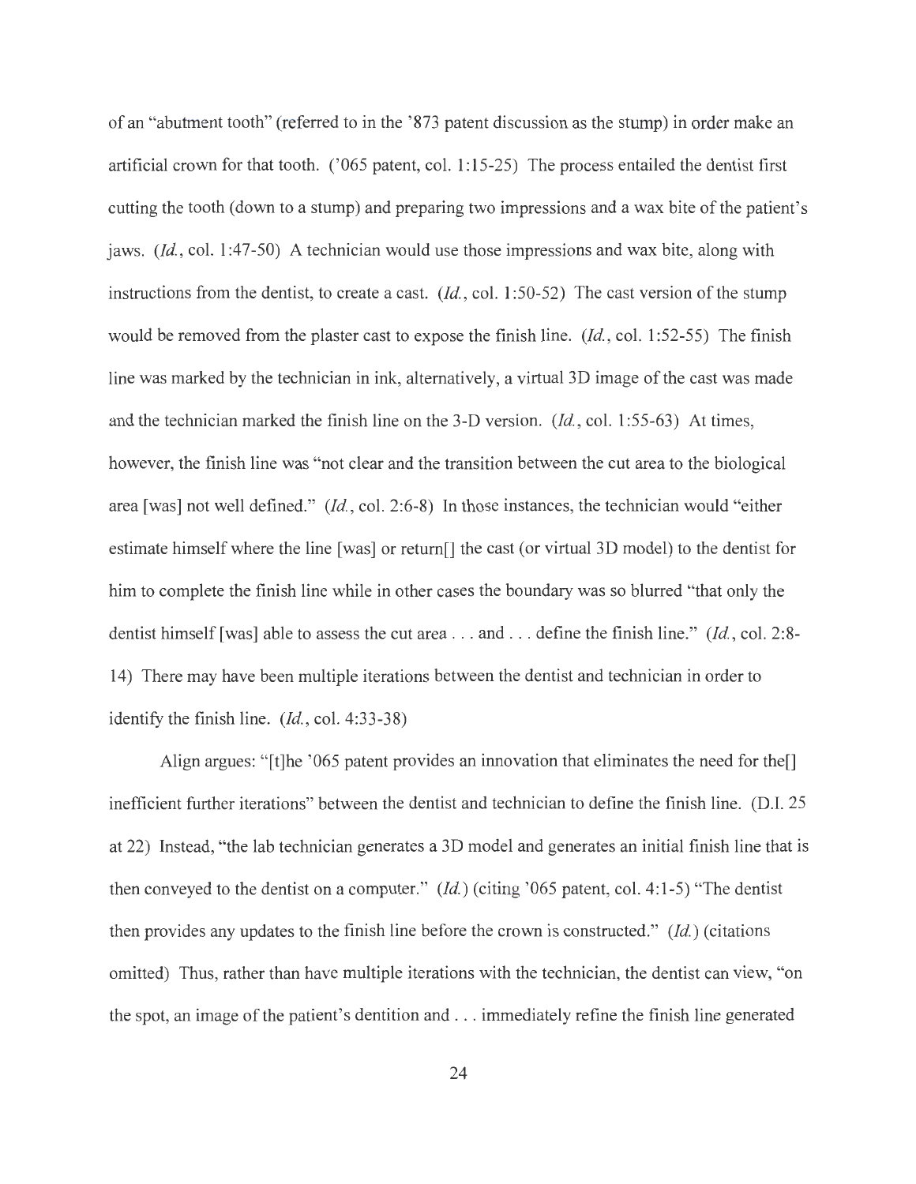of an "abutment tooth" (referred to in the '873 patent discussion as the stump) in order make an artificial crown for that tooth. ('065 patent, col. 1:15-25) The process entailed the dentist first cutting the tooth (down to a stump) and preparing two impressions and a wax bite of the patient's jaws. (*Id.*, col. 1:47-50) A technician would use those impressions and wax bite, along with instructions from the dentist, to create a cast. (*Id.*, col. 1:50-52) The cast version of the stump would be removed from the plaster cast to expose the finish line. (*Id.*, col. 1:52-55) The finish line was marked by the technician in ink, alternatively, a virtual 3D image of the cast was made and the technician marked the finish line on the 3-D version. (*Id.*, col. 1:55-63) At times, however, the finish line was "not clear and the transition between the cut area to the biological area [was] not well defined." (*Id.*, col. 2:6-8) In those instances, the technician would "either estimate himself where the line [was] or return[] the cast (or virtual 3D model) to the dentist for him to complete the finish line while in other cases the boundary was so blurred "that only the dentist himself [was] able to assess the cut area . . . and . . . define the finish line." (*Id.*, col. 2:8-14) There may have been multiple iterations between the dentist and technician in order to identify the finish line. (*Id.*, col. 4:33-38)

Align argues: "[t]he '065 patent provides an innovation that eliminates the need for the[] inefficient further iterations" between the dentist and technician to define the finish line. (D.I. 25 at 22) Instead, "the lab technician generates a 3D model and generates an initial finish line that is then conveyed to the dentist on a computer." (*Id.*) (citing '065 patent, col. 4:1-5) "The dentist then provides any updates to the finish line before the crown is constructed." (*Id.*) (citations omitted) Thus, rather than have multiple iterations with the technician, the dentist can view, "on the spot, an image of the patient's dentition and . . . immediately refine the finish line generated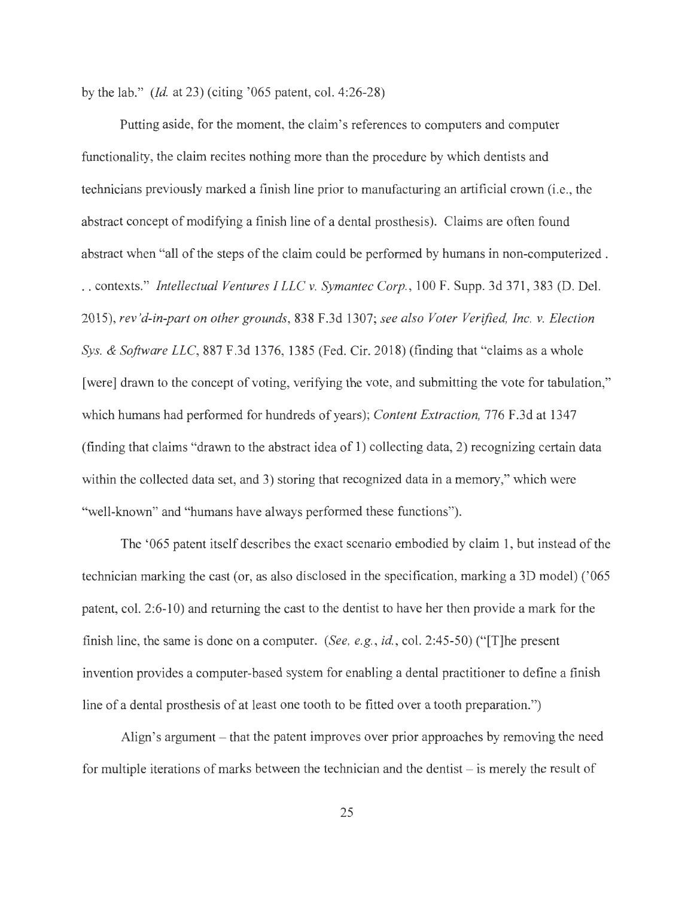by the lab." (*Id.* at 23) (citing '065 patent, col. 4:26-28)

Putting aside, for the moment, the claim's references to computers and computer functionality, the claim recites nothing more than the procedure by which dentists and technicians previously marked a finish line prior to manufacturing an artificial crown (i.e., the abstract concept of modifying a finish line of a dental prosthesis). Claims are often found abstract when "all of the steps of the claim could be performed by humans in non-computerized . . . contexts." *Intellectual Ventures I LLC v. Symantec Corp.*, 100 F. Supp. 3d 371, 383 (D. Del. 2015), *rev'd-in-part on other grounds*, 838 F.3d 1307; *see also Voter Verified, Inc. v. Election Sys. & Software LLC*, 887 F.3d 1376, 1385 (Fed. Cir. 2018) (finding that "claims as a whole [were] drawn to the concept of voting, verifying the vote, and submitting the vote for tabulation," which humans had performed for hundreds of years); *Content Extraction,* 776 F.3d at 1347 (finding that claims "drawn to the abstract idea of 1) collecting data, 2) recognizing certain data within the collected data set, and 3) storing that recognized data in a memory," which were "well-known" and "humans have always performed these functions").

The '065 patent itself describes the exact scenario embodied by claim 1, but instead of the technician marking the cast (or, as also disclosed in the specification, marking a 3D model) ('065 patent, col. 2:6-10) and returning the cast to the dentist to have her then provide a mark for the finish line, the same is done on a computer. (*See, e.g.*, *id.*, col. 2:45-50) ("[T]he present invention provides a computer-based system for enabling a dental practitioner to define a finish line of a dental prosthesis of at least one tooth to be fitted over a tooth preparation.")

Align's argument – that the patent improves over prior approaches by removing the need for multiple iterations of marks between the technician and the dentist – is merely the result of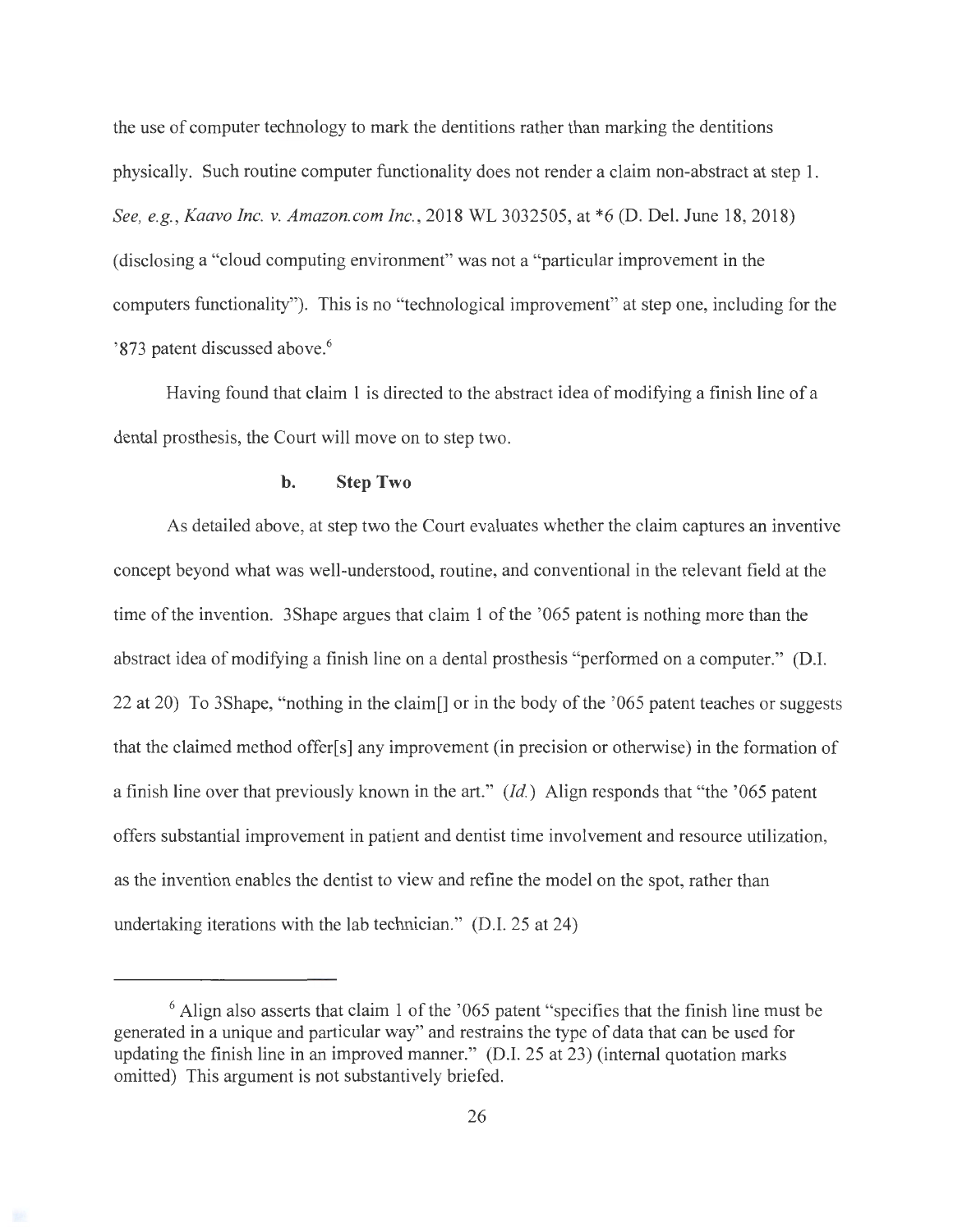the use of computer technology to mark the dentitions rather than marking the dentitions physically. Such routine computer functionality does not render a claim non-abstract at step 1. *See, e.g.*, *Kaavo Inc. v. Amazon.com Inc.*, 2018 WL 3032505, at *6 (D. Del. June 18, 2018) (disclosing a "cloud computing environment" was not a "particular improvement in the computers functionality"). This is no "technological improvement" at step one, including for the '873 patent discussed above.[6]

Having found that claim 1 is directed to the abstract idea of modifying a finish line of a dental prosthesis, the Court will move on to step two.

**b. Step Two**

As detailed above, at step two the Court evaluates whether the claim captures an inventive concept beyond what was well-understood, routine, and conventional in the relevant field at the time of the invention. 3Shape argues that claim 1 of the '065 patent is nothing more than the abstract idea of modifying a finish line on a dental prosthesis "performed on a computer." (D.I. 22 at 20) To 3Shape, "nothing in the claim[] or in the body of the '065 patent teaches or suggests that the claimed method offer[s] any improvement (in precision or otherwise) in the formation of a finish line over that previously known in the art." (*Id.*) Align responds that "the '065 patent offers substantial improvement in patient and dentist time involvement and resource utilization, as the invention enables the dentist to view and refine the model on the spot, rather than undertaking iterations with the lab technician." (D.I. 25 at 24)

---

[6] Align also asserts that claim 1 of the '065 patent "specifies that the finish line must be generated in a unique and particular way" and restrains the type of data that can be used for updating the finish line in an improved manner." (D.I. 25 at 23) (internal quotation marks omitted) This argument is not substantively briefed.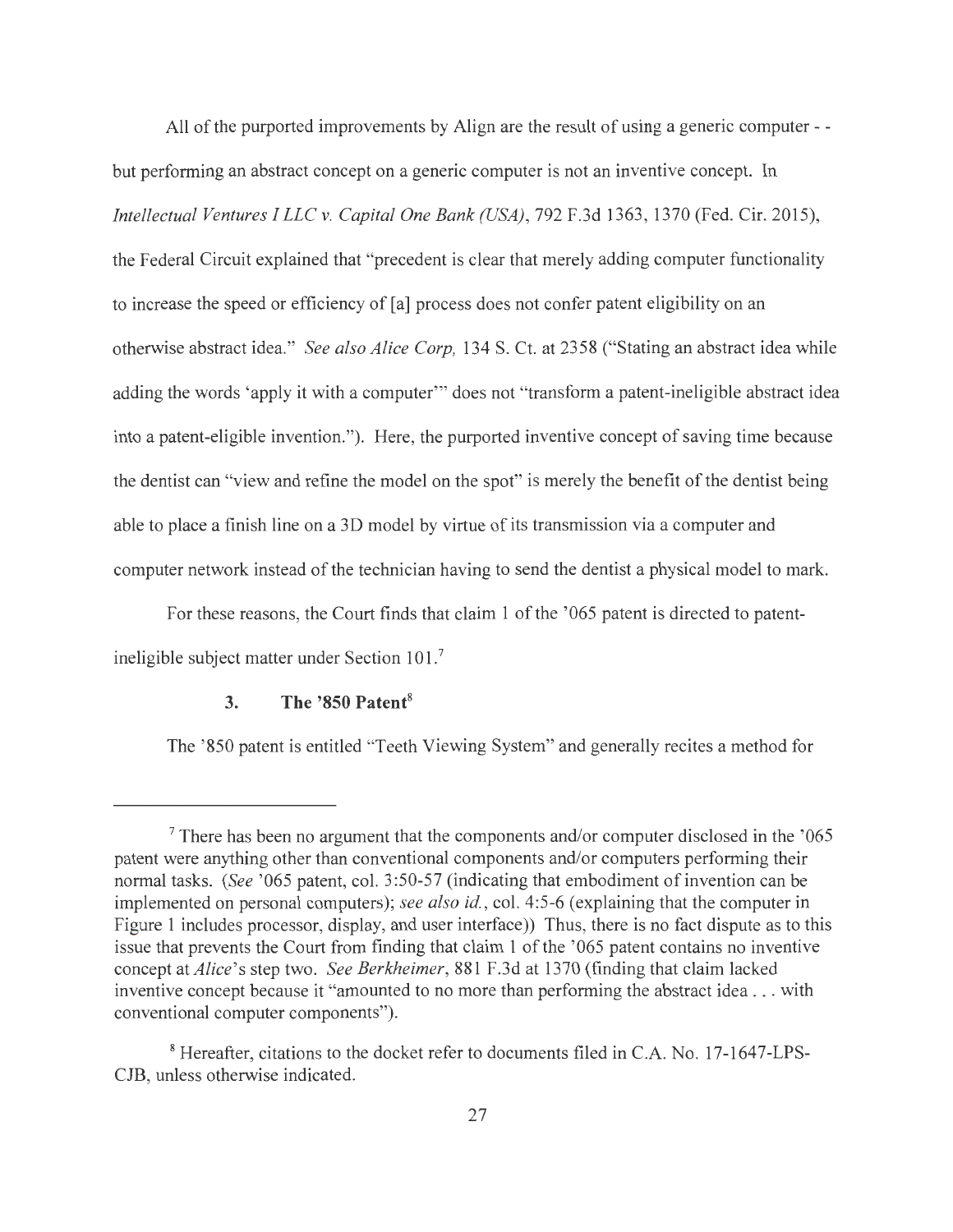All of the purported improvements by Align are the result of using a generic computer - - but performing an abstract concept on a generic computer is not an inventive concept. In *Intellectual Ventures I LLC v. Capital One Bank (USA)*, 792 F.3d 1363, 1370 (Fed. Cir. 2015), the Federal Circuit explained that "precedent is clear that merely adding computer functionality to increase the speed or efficiency of [a] process does not confer patent eligibility on an otherwise abstract idea." *See also Alice Corp,* 134 S. Ct. at 2358 ("Stating an abstract idea while adding the words 'apply it with a computer'" does not "transform a patent-ineligible abstract idea into a patent-eligible invention."). Here, the purported inventive concept of saving time because the dentist can "view and refine the model on the spot" is merely the benefit of the dentist being able to place a finish line on a 3D model by virtue of its transmission via a computer and computer network instead of the technician having to send the dentist a physical model to mark.

For these reasons, the Court finds that claim 1 of the '065 patent is directed to patent-ineligible subject matter under Section 101.[7]

### 3. The '850 Patent[8]

The '850 patent is entitled "Teeth Viewing System" and generally recites a method for

---

[7] There has been no argument that the components and/or computer disclosed in the '065 patent were anything other than conventional components and/or computers performing their normal tasks. (*See* '065 patent, col. 3:50-57 (indicating that embodiment of invention can be implemented on personal computers); *see also id.*, col. 4:5-6 (explaining that the computer in Figure 1 includes processor, display, and user interface)) Thus, there is no fact dispute as to this issue that prevents the Court from finding that claim 1 of the '065 patent contains no inventive concept at *Alice*'s step two. *See Berkheimer*, 881 F.3d at 1370 (finding that claim lacked inventive concept because it "amounted to no more than performing the abstract idea . . . with conventional computer components").

[8] Hereafter, citations to the docket refer to documents filed in C.A. No. 17-1647-LPS-CJB, unless otherwise indicated.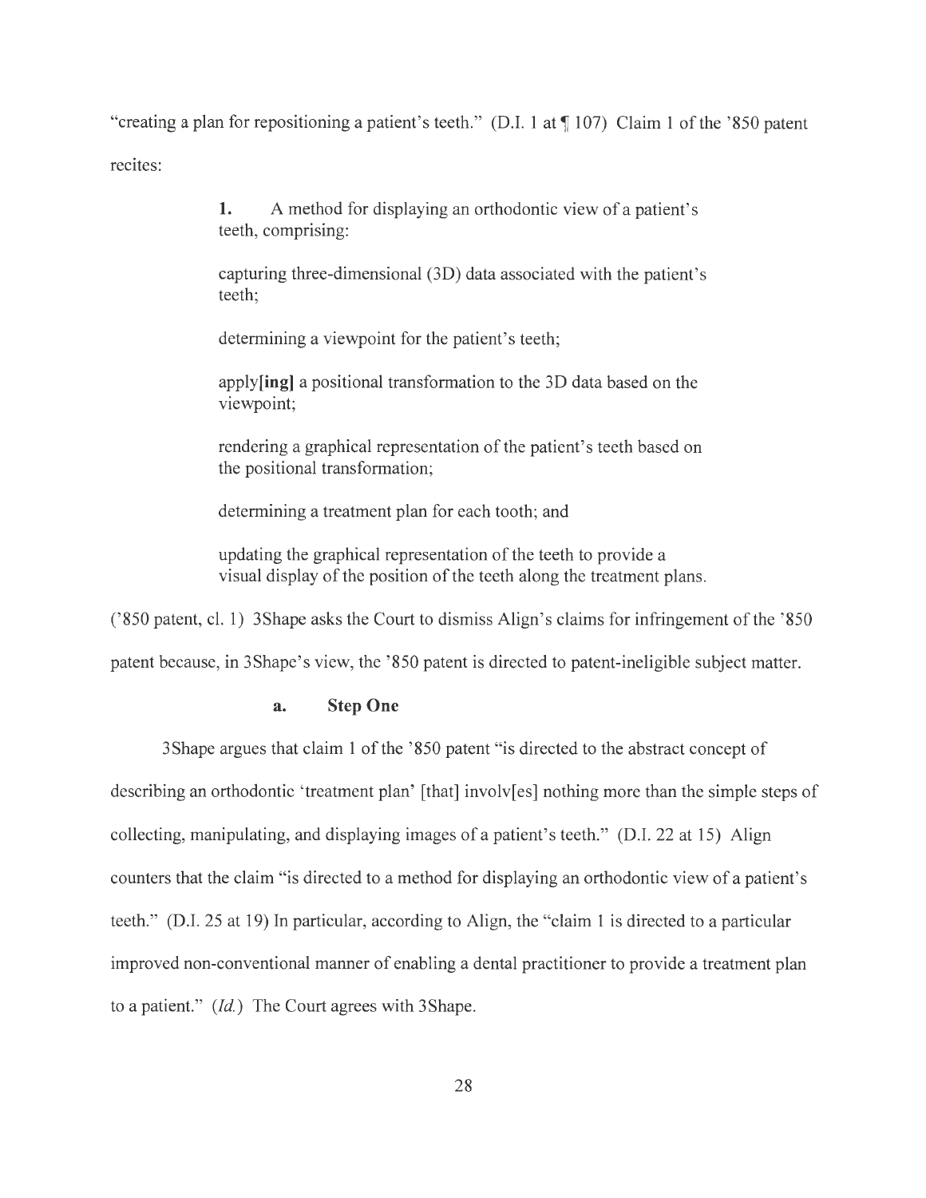"creating a plan for repositioning a patient's teeth." (D.I. 1 at ¶ 107) Claim 1 of the '850 patent recites:

> **1.** A method for displaying an orthodontic view of a patient's teeth, comprising:
>
> capturing three-dimensional (3D) data associated with the patient's teeth;
>
> determining a viewpoint for the patient's teeth;
>
> apply**[ing]** a positional transformation to the 3D data based on the viewpoint;
>
> rendering a graphical representation of the patient's teeth based on the positional transformation;
>
> determining a treatment plan for each tooth; and
>
> updating the graphical representation of the teeth to provide a visual display of the position of the teeth along the treatment plans.

('850 patent, cl. 1) 3Shape asks the Court to dismiss Align's claims for infringement of the '850 patent because, in 3Shape's view, the '850 patent is directed to patent-ineligible subject matter.

#### a. Step One

3Shape argues that claim 1 of the '850 patent "is directed to the abstract concept of describing an orthodontic 'treatment plan' [that] involv[es] nothing more than the simple steps of collecting, manipulating, and displaying images of a patient's teeth." (D.I. 22 at 15) Align counters that the claim "is directed to a method for displaying an orthodontic view of a patient's teeth." (D.I. 25 at 19) In particular, according to Align, the "claim 1 is directed to a particular improved non-conventional manner of enabling a dental practitioner to provide a treatment plan to a patient." (*Id.*) The Court agrees with 3Shape.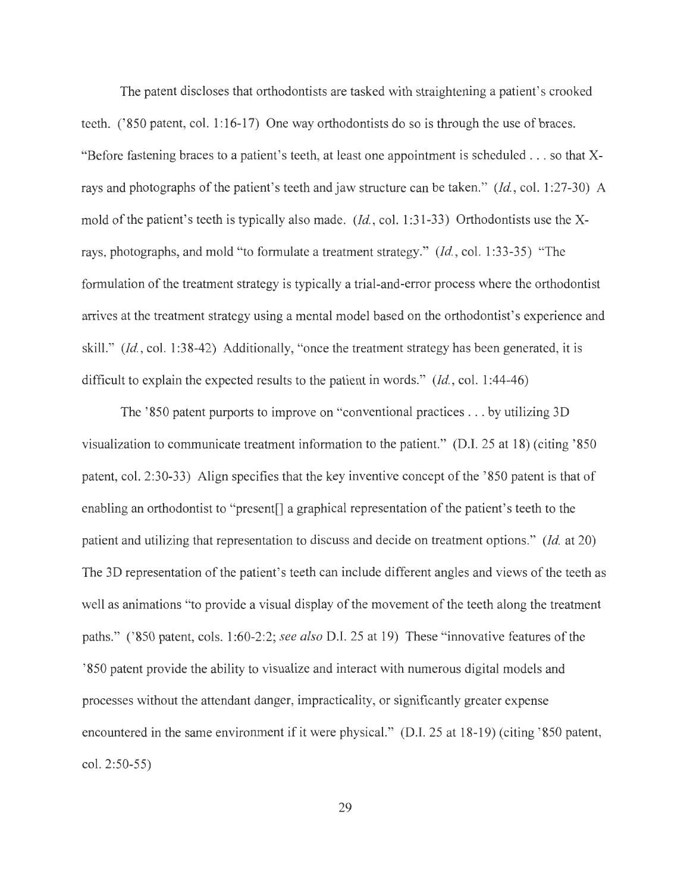The patent discloses that orthodontists are tasked with straightening a patient's crooked teeth. ('850 patent, col. 1:16-17) One way orthodontists do so is through the use of braces. "Before fastening braces to a patient's teeth, at least one appointment is scheduled . . . so that X-rays and photographs of the patient's teeth and jaw structure can be taken." (*Id.*, col. 1:27-30) A mold of the patient's teeth is typically also made. (*Id.*, col. 1:31-33) Orthodontists use the X-rays, photographs, and mold "to formulate a treatment strategy." (*Id.*, col. 1:33-35) "The formulation of the treatment strategy is typically a trial-and-error process where the orthodontist arrives at the treatment strategy using a mental model based on the orthodontist's experience and skill." (*Id.*, col. 1:38-42) Additionally, "once the treatment strategy has been generated, it is difficult to explain the expected results to the patient in words." (*Id.*, col. 1:44-46)

The '850 patent purports to improve on "conventional practices . . . by utilizing 3D visualization to communicate treatment information to the patient." (D.I. 25 at 18) (citing '850 patent, col. 2:30-33) Align specifies that the key inventive concept of the '850 patent is that of enabling an orthodontist to "present[] a graphical representation of the patient's teeth to the patient and utilizing that representation to discuss and decide on treatment options." (*Id.* at 20) The 3D representation of the patient's teeth can include different angles and views of the teeth as well as animations "to provide a visual display of the movement of the teeth along the treatment paths." ('850 patent, cols. 1:60-2:2; *see also* D.I. 25 at 19) These "innovative features of the '850 patent provide the ability to visualize and interact with numerous digital models and processes without the attendant danger, impracticality, or significantly greater expense encountered in the same environment if it were physical." (D.I. 25 at 18-19) (citing '850 patent, col. 2:50-55)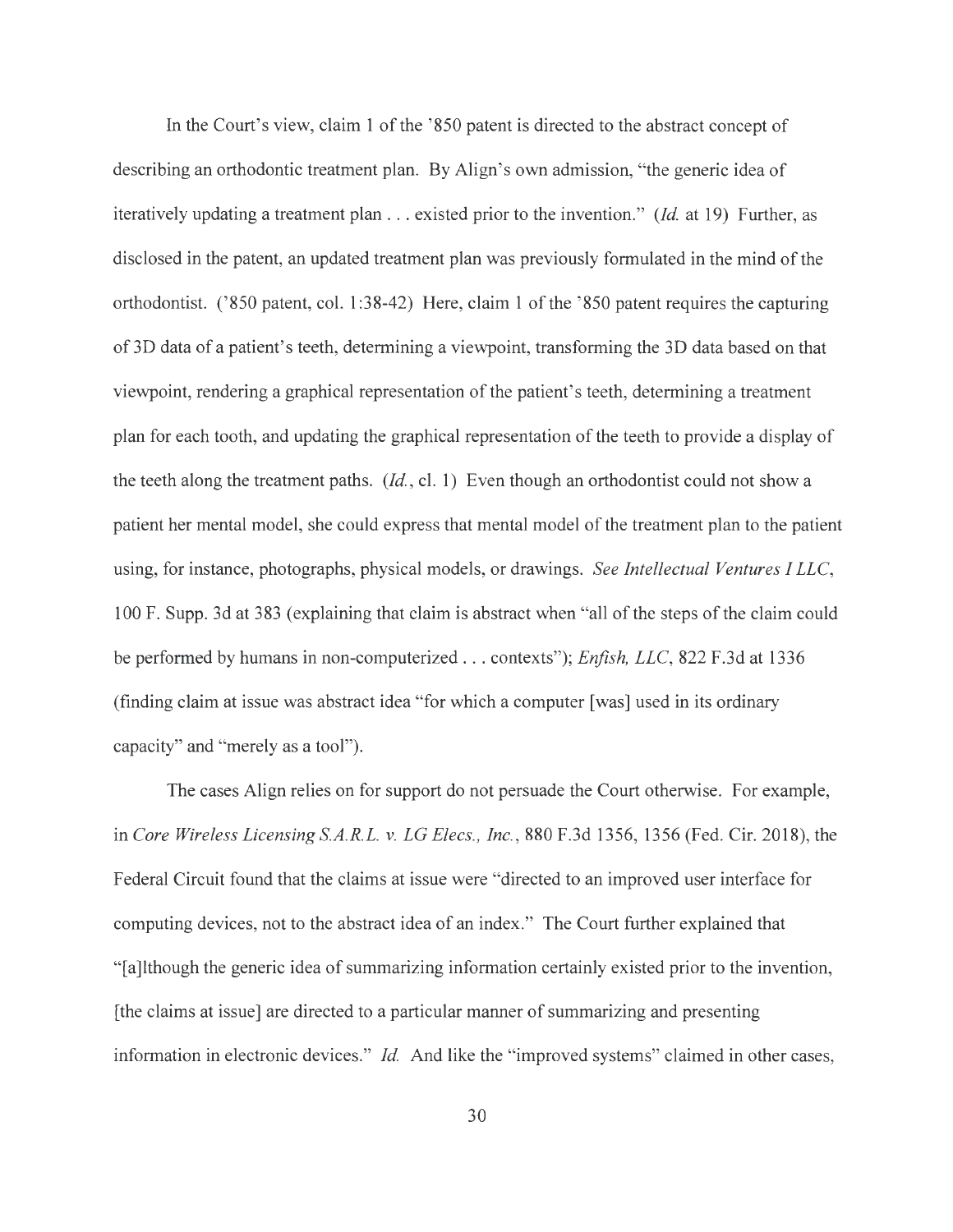In the Court's view, claim 1 of the '850 patent is directed to the abstract concept of describing an orthodontic treatment plan. By Align's own admission, "the generic idea of iteratively updating a treatment plan . . . existed prior to the invention." (*Id.* at 19) Further, as disclosed in the patent, an updated treatment plan was previously formulated in the mind of the orthodontist. ('850 patent, col. 1:38-42) Here, claim 1 of the '850 patent requires the capturing of 3D data of a patient's teeth, determining a viewpoint, transforming the 3D data based on that viewpoint, rendering a graphical representation of the patient's teeth, determining a treatment plan for each tooth, and updating the graphical representation of the teeth to provide a display of the teeth along the treatment paths. (*Id.*, cl. 1) Even though an orthodontist could not show a patient her mental model, she could express that mental model of the treatment plan to the patient using, for instance, photographs, physical models, or drawings. *See Intellectual Ventures I LLC*, 100 F. Supp. 3d at 383 (explaining that claim is abstract when "all of the steps of the claim could be performed by humans in non-computerized . . . contexts"); *Enfish, LLC*, 822 F.3d at 1336 (finding claim at issue was abstract idea "for which a computer [was] used in its ordinary capacity" and "merely as a tool").

The cases Align relies on for support do not persuade the Court otherwise. For example, in *Core Wireless Licensing S.A.R.L. v. LG Elecs., Inc.*, 880 F.3d 1356, 1356 (Fed. Cir. 2018), the Federal Circuit found that the claims at issue were "directed to an improved user interface for computing devices, not to the abstract idea of an index." The Court further explained that "[a]lthough the generic idea of summarizing information certainly existed prior to the invention, [the claims at issue] are directed to a particular manner of summarizing and presenting information in electronic devices." *Id.* And like the "improved systems" claimed in other cases,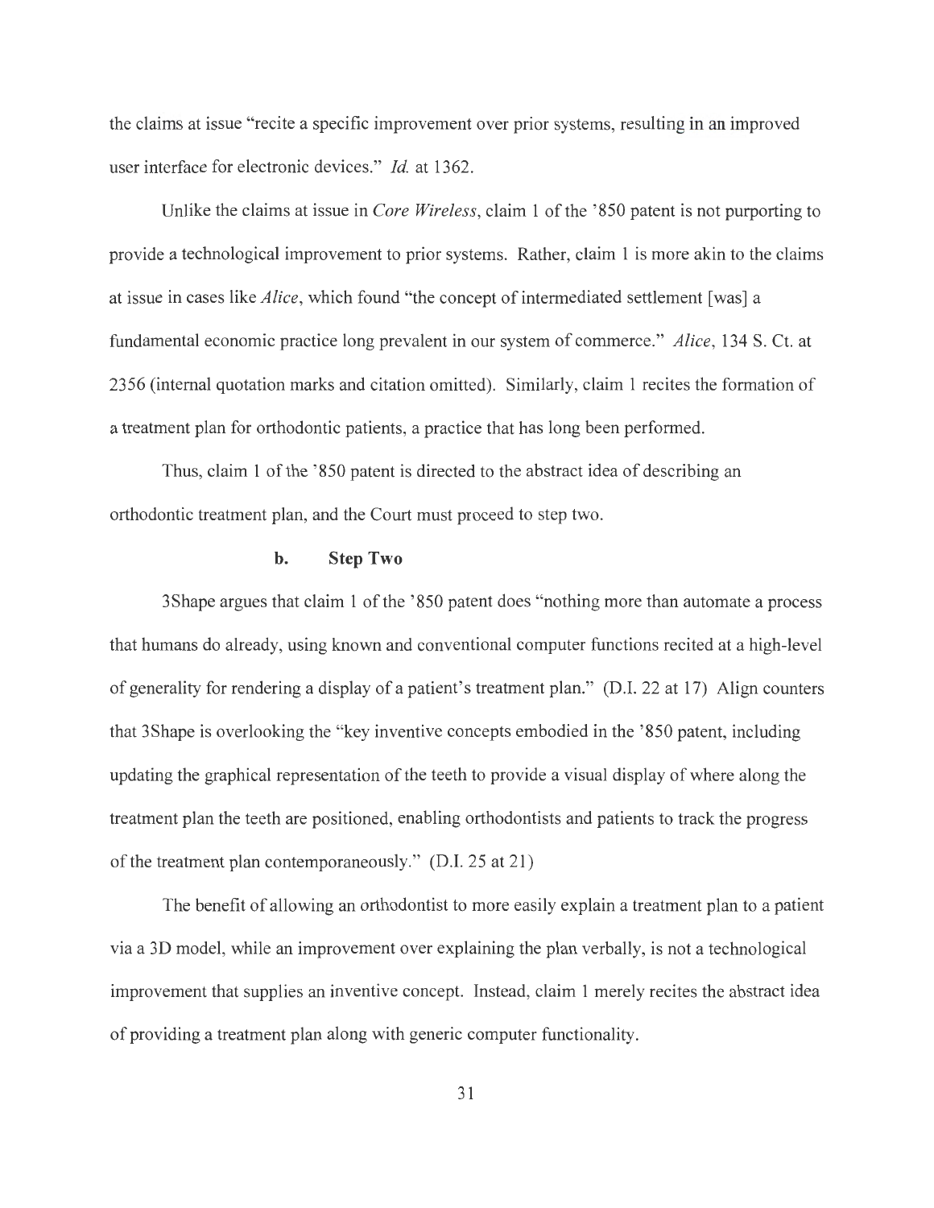the claims at issue "recite a specific improvement over prior systems, resulting in an improved user interface for electronic devices." *Id.* at 1362.

Unlike the claims at issue in *Core Wireless*, claim 1 of the '850 patent is not purporting to provide a technological improvement to prior systems. Rather, claim 1 is more akin to the claims at issue in cases like *Alice*, which found "the concept of intermediated settlement [was] a fundamental economic practice long prevalent in our system of commerce." *Alice*, 134 S. Ct. at 2356 (internal quotation marks and citation omitted). Similarly, claim 1 recites the formation of a treatment plan for orthodontic patients, a practice that has long been performed.

Thus, claim 1 of the '850 patent is directed to the abstract idea of describing an orthodontic treatment plan, and the Court must proceed to step two.

#### b. Step Two

3Shape argues that claim 1 of the '850 patent does "nothing more than automate a process that humans do already, using known and conventional computer functions recited at a high-level of generality for rendering a display of a patient's treatment plan." (D.I. 22 at 17) Align counters that 3Shape is overlooking the "key inventive concepts embodied in the '850 patent, including updating the graphical representation of the teeth to provide a visual display of where along the treatment plan the teeth are positioned, enabling orthodontists and patients to track the progress of the treatment plan contemporaneously." (D.I. 25 at 21)

The benefit of allowing an orthodontist to more easily explain a treatment plan to a patient via a 3D model, while an improvement over explaining the plan verbally, is not a technological improvement that supplies an inventive concept. Instead, claim 1 merely recites the abstract idea of providing a treatment plan along with generic computer functionality.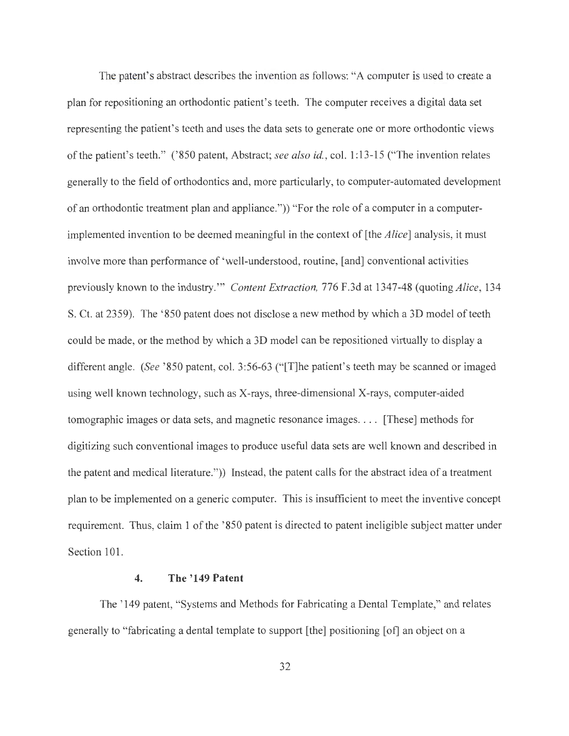The patent's abstract describes the invention as follows: "A computer is used to create a plan for repositioning an orthodontic patient's teeth. The computer receives a digital data set representing the patient's teeth and uses the data sets to generate one or more orthodontic views of the patient's teeth." ('850 patent, Abstract; *see also id.*, col. 1:13-15 ("The invention relates generally to the field of orthodontics and, more particularly, to computer-automated development of an orthodontic treatment plan and appliance.")) "For the role of a computer in a computer-implemented invention to be deemed meaningful in the context of [the *Alice*] analysis, it must involve more than performance of 'well-understood, routine, [and] conventional activities previously known to the industry.'" *Content Extraction,* 776 F.3d at 1347-48 (quoting *Alice*, 134 S. Ct. at 2359). The '850 patent does not disclose a new method by which a 3D model of teeth could be made, or the method by which a 3D model can be repositioned virtually to display a different angle. (*See* '850 patent, col. 3:56-63 ("[T]he patient's teeth may be scanned or imaged using well known technology, such as X-rays, three-dimensional X-rays, computer-aided tomographic images or data sets, and magnetic resonance images. . . . [These] methods for digitizing such conventional images to produce useful data sets are well known and described in the patent and medical literature.")) Instead, the patent calls for the abstract idea of a treatment plan to be implemented on a generic computer. This is insufficient to meet the inventive concept requirement. Thus, claim 1 of the '850 patent is directed to patent ineligible subject matter under Section 101.

#### 4. The '149 Patent

The '149 patent, "Systems and Methods for Fabricating a Dental Template," and relates generally to "fabricating a dental template to support [the] positioning [of] an object on a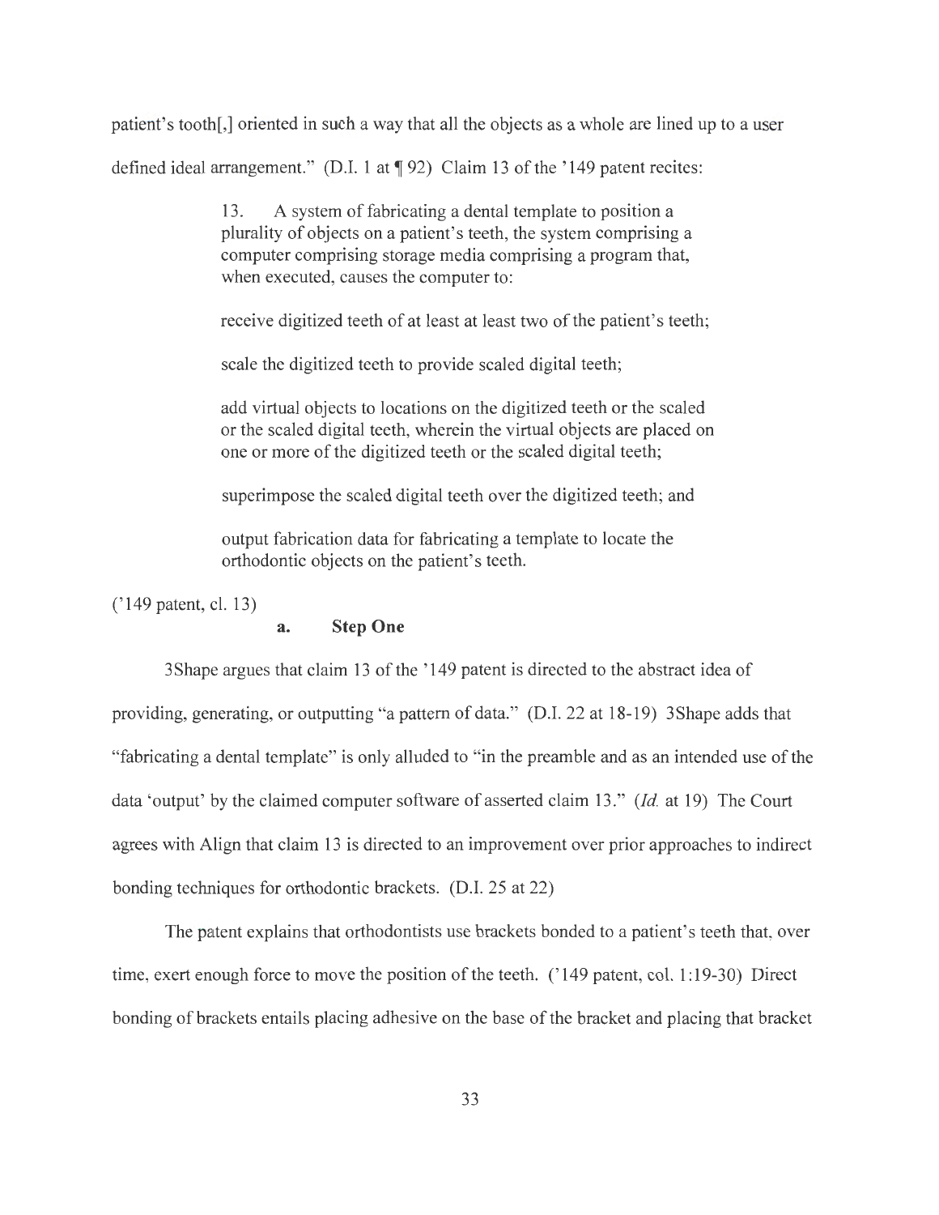patient's tooth[,] oriented in such a way that all the objects as a whole are lined up to a user defined ideal arrangement." (D.I. 1 at ¶ 92) Claim 13 of the '149 patent recites:

> 13. A system of fabricating a dental template to position a plurality of objects on a patient's teeth, the system comprising a computer comprising storage media comprising a program that, when executed, causes the computer to:
>
> receive digitized teeth of at least at least two of the patient's teeth;
>
> scale the digitized teeth to provide scaled digital teeth;
>
> add virtual objects to locations on the digitized teeth or the scaled or the scaled digital teeth, wherein the virtual objects are placed on one or more of the digitized teeth or the scaled digital teeth;
>
> superimpose the scaled digital teeth over the digitized teeth; and
>
> output fabrication data for fabricating a template to locate the orthodontic objects on the patient's teeth.

('149 patent, cl. 13)

#### a. Step One

3Shape argues that claim 13 of the '149 patent is directed to the abstract idea of providing, generating, or outputting "a pattern of data." (D.I. 22 at 18-19) 3Shape adds that "fabricating a dental template" is only alluded to "in the preamble and as an intended use of the data 'output' by the claimed computer software of asserted claim 13." (*Id.* at 19) The Court agrees with Align that claim 13 is directed to an improvement over prior approaches to indirect bonding techniques for orthodontic brackets. (D.I. 25 at 22)

The patent explains that orthodontists use brackets bonded to a patient's teeth that, over time, exert enough force to move the position of the teeth. ('149 patent, col. 1:19-30) Direct bonding of brackets entails placing adhesive on the base of the bracket and placing that bracket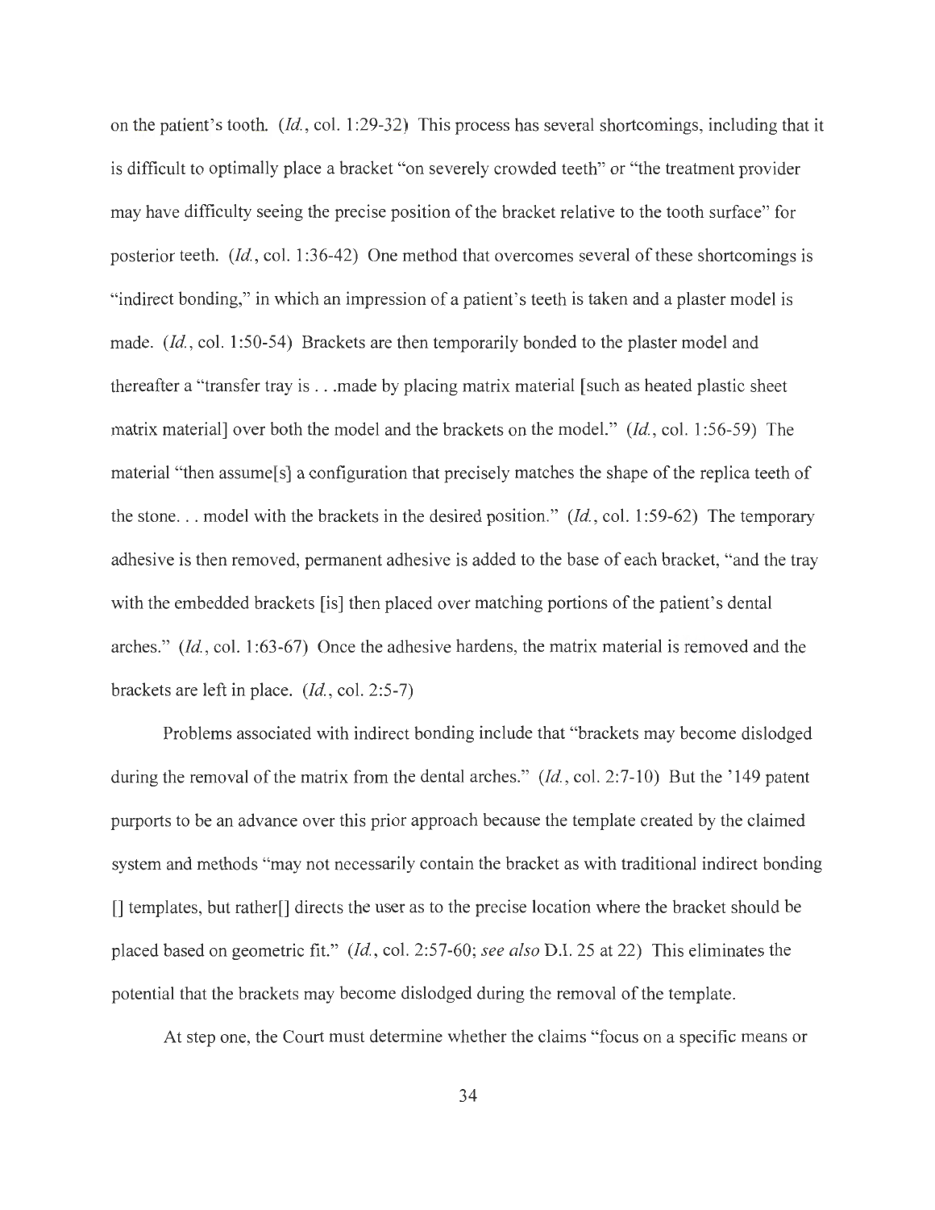on the patient's tooth. (*Id.*, col. 1:29-32) This process has several shortcomings, including that it is difficult to optimally place a bracket "on severely crowded teeth" or "the treatment provider may have difficulty seeing the precise position of the bracket relative to the tooth surface" for posterior teeth. (*Id.*, col. 1:36-42) One method that overcomes several of these shortcomings is "indirect bonding," in which an impression of a patient's teeth is taken and a plaster model is made. (*Id.*, col. 1:50-54) Brackets are then temporarily bonded to the plaster model and thereafter a "transfer tray is . . .made by placing matrix material [such as heated plastic sheet matrix material] over both the model and the brackets on the model." (*Id.*, col. 1:56-59) The material "then assume[s] a configuration that precisely matches the shape of the replica teeth of the stone. . . model with the brackets in the desired position." (*Id.*, col. 1:59-62) The temporary adhesive is then removed, permanent adhesive is added to the base of each bracket, "and the tray with the embedded brackets [is] then placed over matching portions of the patient's dental arches." (*Id.*, col. 1:63-67) Once the adhesive hardens, the matrix material is removed and the brackets are left in place. (*Id.*, col. 2:5-7)

Problems associated with indirect bonding include that "brackets may become dislodged during the removal of the matrix from the dental arches." (*Id.*, col. 2:7-10) But the '149 patent purports to be an advance over this prior approach because the template created by the claimed system and methods "may not necessarily contain the bracket as with traditional indirect bonding [] templates, but rather[] directs the user as to the precise location where the bracket should be placed based on geometric fit." (*Id.*, col. 2:57-60; *see also* D.I. 25 at 22) This eliminates the potential that the brackets may become dislodged during the removal of the template.

At step one, the Court must determine whether the claims "focus on a specific means or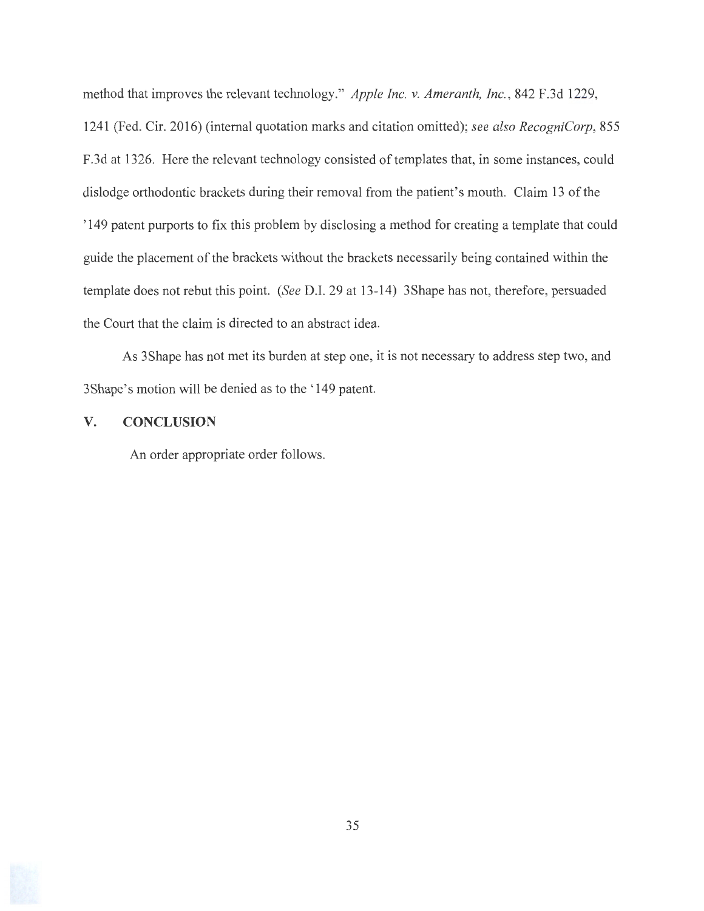method that improves the relevant technology." *Apple Inc. v. Ameranth, Inc.*, 842 F.3d 1229, 1241 (Fed. Cir. 2016) (internal quotation marks and citation omitted); *see also RecogniCorp*, 855 F.3d at 1326. Here the relevant technology consisted of templates that, in some instances, could dislodge orthodontic brackets during their removal from the patient's mouth. Claim 13 of the '149 patent purports to fix this problem by disclosing a method for creating a template that could guide the placement of the brackets without the brackets necessarily being contained within the template does not rebut this point. (*See* D.I. 29 at 13-14) 3Shape has not, therefore, persuaded the Court that the claim is directed to an abstract idea.

As 3Shape has not met its burden at step one, it is not necessary to address step two, and 3Shape's motion will be denied as to the '149 patent.

## V. CONCLUSION

An order appropriate order follows.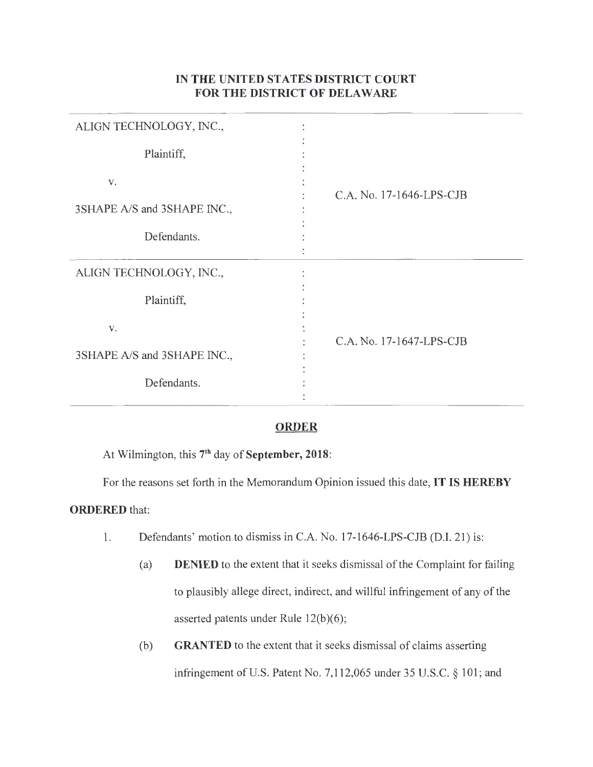# IN THE UNITED STATES DISTRICT COURT FOR THE DISTRICT OF DELAWARE

| | | |
|---|---|---|
| ALIGN TECHNOLOGY, INC., Plaintiff, v. 3SHAPE A/S and 3SHAPE INC., Defendants. | : | C.A. No. 17-1646-LPS-CJB |
| ALIGN TECHNOLOGY, INC., Plaintiff, v. 3SHAPE A/S and 3SHAPE INC., Defendants. | : | C.A. No. 17-1647-LPS-CJB |

## ORDER

At Wilmington, this 7th day of **September, 2018**:

For the reasons set forth in the Memorandum Opinion issued this date, **IT IS HEREBY ORDERED** that:

1. Defendants' motion to dismiss in C.A. No. 17-1646-LPS-CJB (D.I. 21) is:

   (a) **DENIED** to the extent that it seeks dismissal of the Complaint for failing to plausibly allege direct, indirect, and willful infringement of any of the asserted patents under Rule 12(b)(6);

   (b) **GRANTED** to the extent that it seeks dismissal of claims asserting infringement of U.S. Patent No. 7,112,065 under 35 U.S.C. § 101; and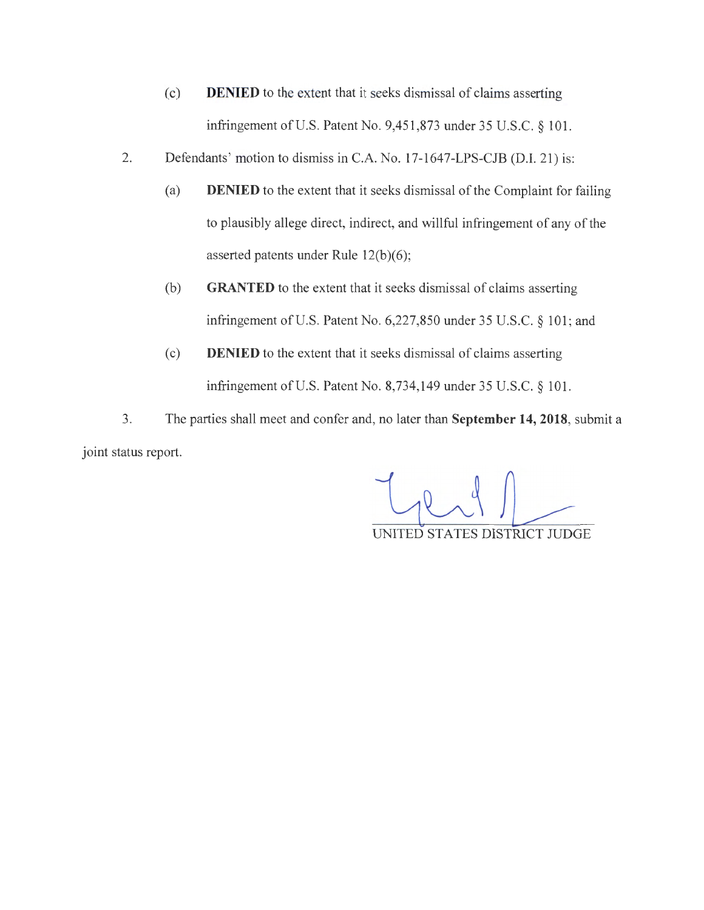(c) **DENIED** to the extent that it seeks dismissal of claims asserting infringement of U.S. Patent No. 9,451,873 under 35 U.S.C. § 101.

2. Defendants' motion to dismiss in C.A. No. 17-1647-LPS-CJB (D.I. 21) is:

   (a) **DENIED** to the extent that it seeks dismissal of the Complaint for failing to plausibly allege direct, indirect, and willful infringement of any of the asserted patents under Rule 12(b)(6);

   (b) **GRANTED** to the extent that it seeks dismissal of claims asserting infringement of U.S. Patent No. 6,227,850 under 35 U.S.C. § 101; and

   (c) **DENIED** to the extent that it seeks dismissal of claims asserting infringement of U.S. Patent No. 8,734,149 under 35 U.S.C. § 101.

3. The parties shall meet and confer and, no later than **September 14, 2018**, submit a joint status report.

UNITED STATES DISTRICT JUDGE